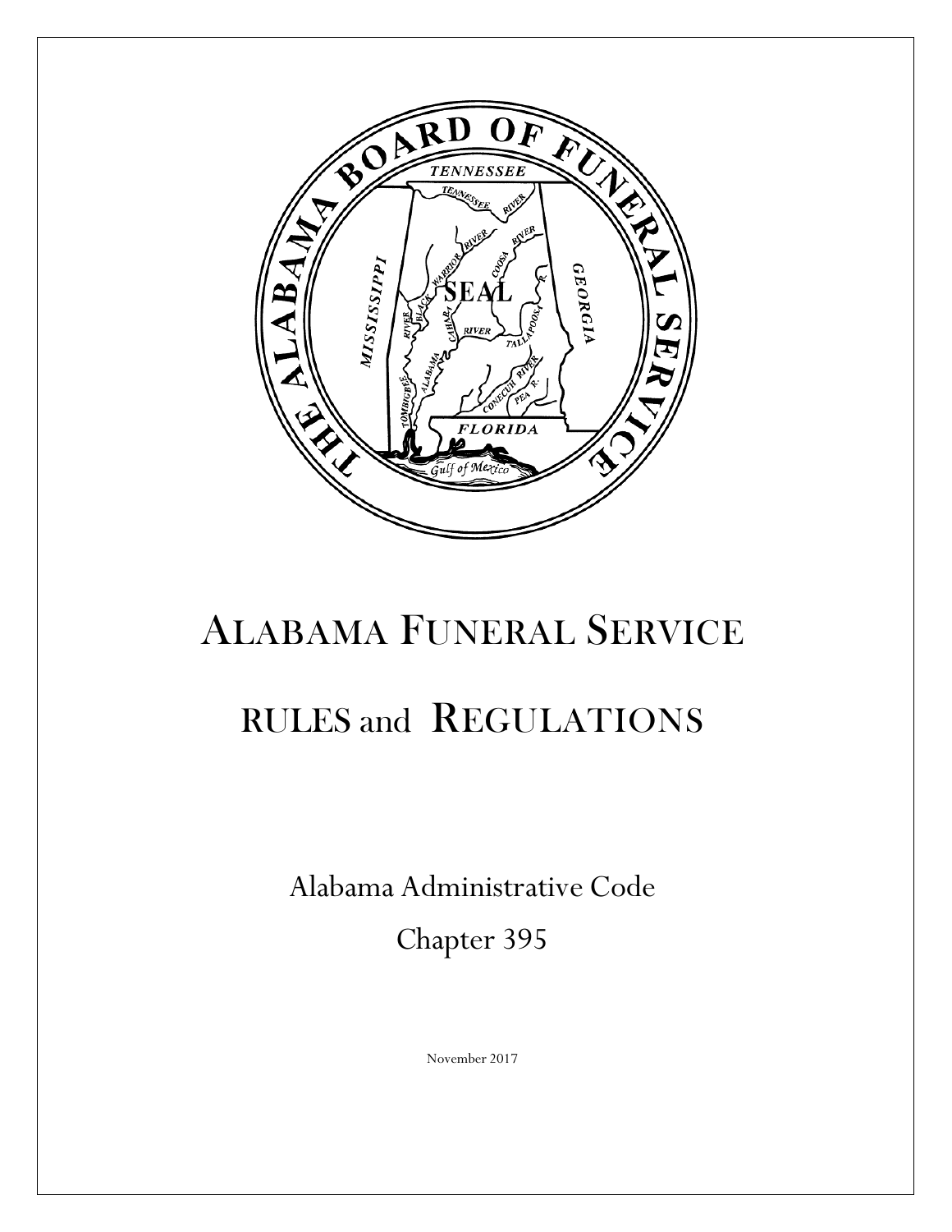# ALABAMA FUNERAL SERVICE

# RULES and REGULATIONS

Alabama Administrative Code

Chapter 395

November 2017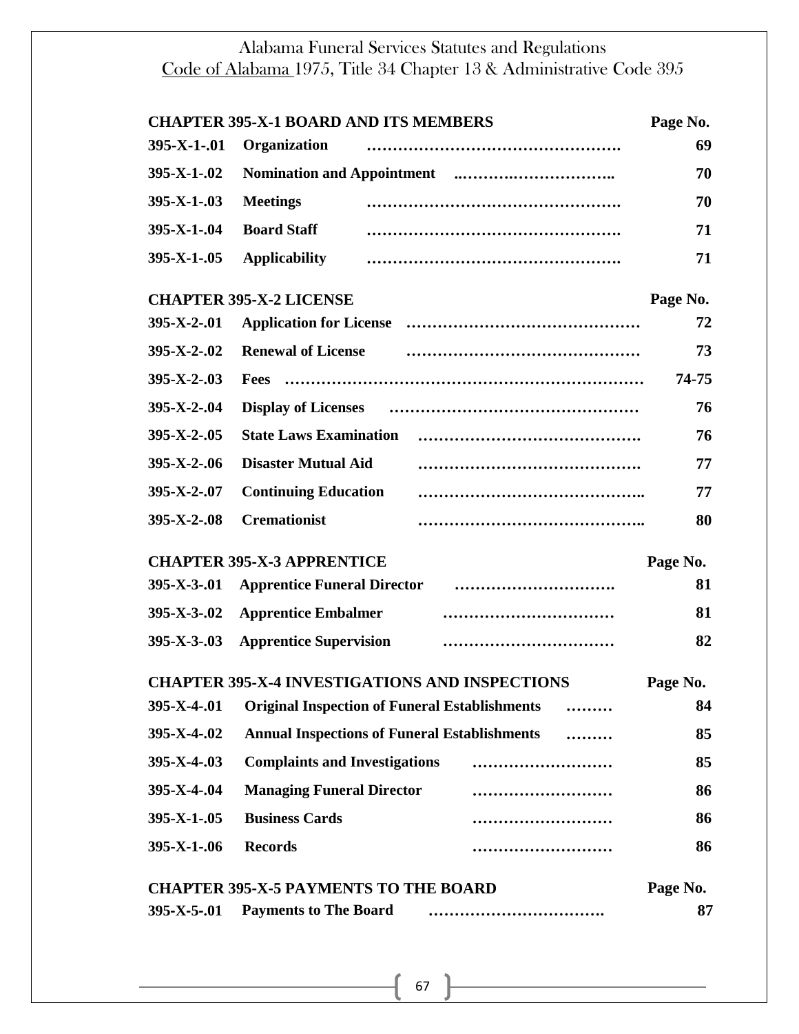Alabama Funeral Services Statutes and Regulations
Code of Alabama 1975, Title 34 Chapter 13 & Administrative Code 395

| CHAPTER 395-X-1 BOARD AND ITS MEMBERS | | Page No. |
|---|---|---|
| 395-X-1-.01 | Organization | 69 |
| 395-X-1-.02 | Nomination and Appointment | 70 |
| 395-X-1-.03 | Meetings | 70 |
| 395-X-1-.04 | Board Staff | 71 |
| 395-X-1-.05 | Applicability | 71 |

| CHAPTER 395-X-2 LICENSE | | Page No. |
|---|---|---|
| 395-X-2-.01 | Application for License | 72 |
| 395-X-2-.02 | Renewal of License | 73 |
| 395-X-2-.03 | Fees | 74-75 |
| 395-X-2-.04 | Display of Licenses | 76 |
| 395-X-2-.05 | State Laws Examination | 76 |
| 395-X-2-.06 | Disaster Mutual Aid | 77 |
| 395-X-2-.07 | Continuing Education | 77 |
| 395-X-2-.08 | Cremationist | 80 |

| CHAPTER 395-X-3 APPRENTICE | | Page No. |
|---|---|---|
| 395-X-3-.01 | Apprentice Funeral Director | 81 |
| 395-X-3-.02 | Apprentice Embalmer | 81 |
| 395-X-3-.03 | Apprentice Supervision | 82 |

| CHAPTER 395-X-4 INVESTIGATIONS AND INSPECTIONS | | Page No. |
|---|---|---|
| 395-X-4-.01 | Original Inspection of Funeral Establishments | 84 |
| 395-X-4-.02 | Annual Inspections of Funeral Establishments | 85 |
| 395-X-4-.03 | Complaints and Investigations | 85 |
| 395-X-4-.04 | Managing Funeral Director | 86 |
| 395-X-1-.05 | Business Cards | 86 |
| 395-X-1-.06 | Records | 86 |

| CHAPTER 395-X-5 PAYMENTS TO THE BOARD | | Page No. |
|---|---|---|
| 395-X-5-.01 | Payments to The Board | 87 |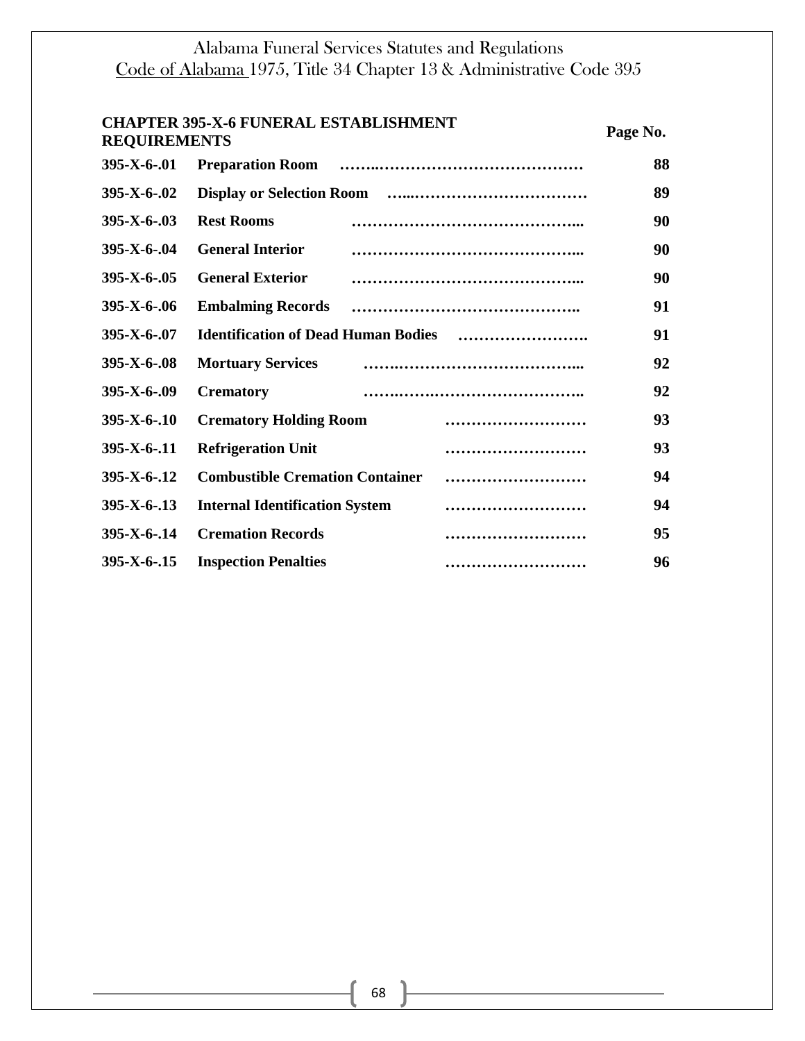**CHAPTER 395-X-6 FUNERAL ESTABLISHMENT REQUIREMENTS**

| | | Page No. |
|---|---|---|
| **395-X-6-.01** | **Preparation Room** | **88** |
| **395-X-6-.02** | **Display or Selection Room** | **89** |
| **395-X-6-.03** | **Rest Rooms** | **90** |
| **395-X-6-.04** | **General Interior** | **90** |
| **395-X-6-.05** | **General Exterior** | **90** |
| **395-X-6-.06** | **Embalming Records** | **91** |
| **395-X-6-.07** | **Identification of Dead Human Bodies** | **91** |
| **395-X-6-.08** | **Mortuary Services** | **92** |
| **395-X-6-.09** | **Crematory** | **92** |
| **395-X-6-.10** | **Crematory Holding Room** | **93** |
| **395-X-6-.11** | **Refrigeration Unit** | **93** |
| **395-X-6-.12** | **Combustible Cremation Container** | **94** |
| **395-X-6-.13** | **Internal Identification System** | **94** |
| **395-X-6-.14** | **Cremation Records** | **95** |
| **395-X-6-.15** | **Inspection Penalties** | **96** |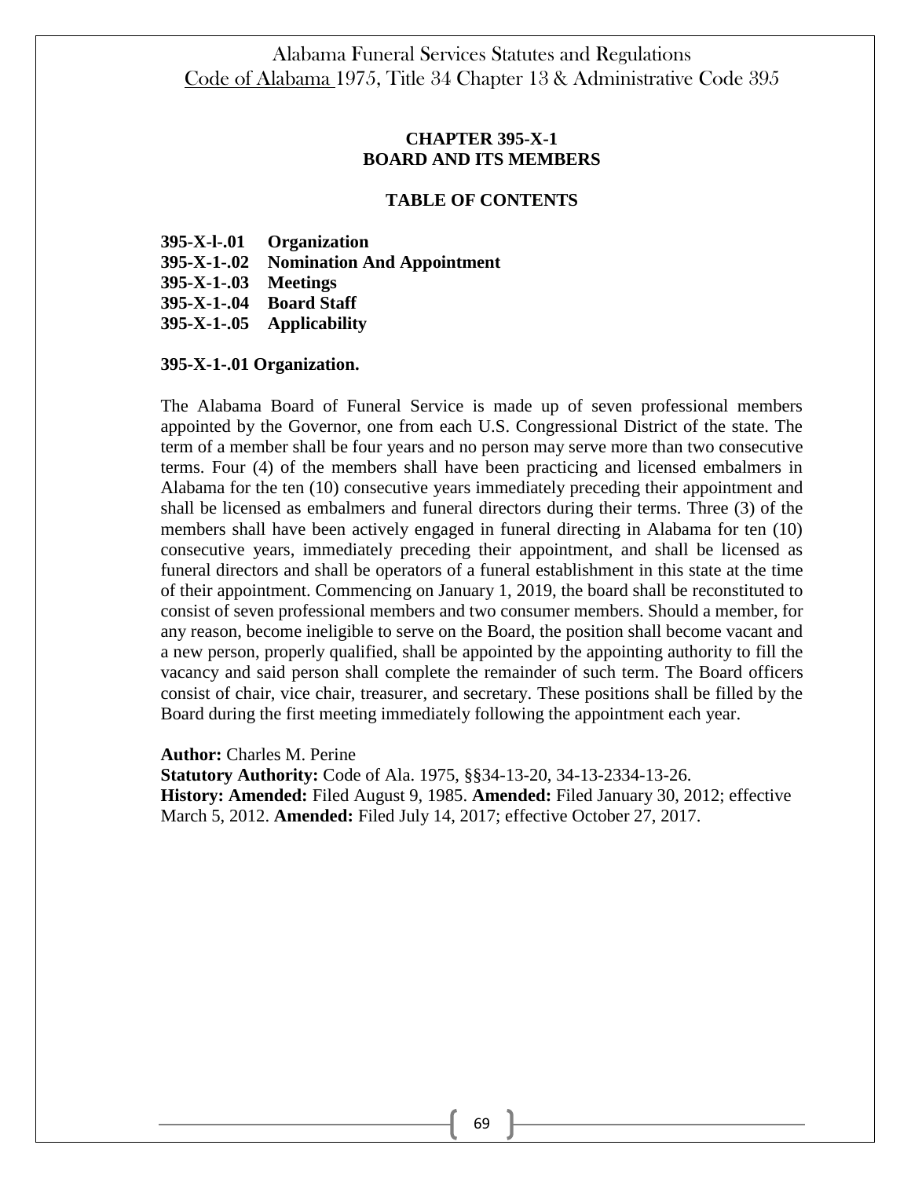## CHAPTER 395-X-1
## BOARD AND ITS MEMBERS

### TABLE OF CONTENTS

**395-X-l-.01 Organization**
**395-X-1-.02 Nomination And Appointment**
**395-X-1-.03 Meetings**
**395-X-1-.04 Board Staff**
**395-X-1-.05 Applicability**

**395-X-1-.01 Organization.**

The Alabama Board of Funeral Service is made up of seven professional members appointed by the Governor, one from each U.S. Congressional District of the state. The term of a member shall be four years and no person may serve more than two consecutive terms. Four (4) of the members shall have been practicing and licensed embalmers in Alabama for the ten (10) consecutive years immediately preceding their appointment and shall be licensed as embalmers and funeral directors during their terms. Three (3) of the members shall have been actively engaged in funeral directing in Alabama for ten (10) consecutive years, immediately preceding their appointment, and shall be licensed as funeral directors and shall be operators of a funeral establishment in this state at the time of their appointment. Commencing on January 1, 2019, the board shall be reconstituted to consist of seven professional members and two consumer members. Should a member, for any reason, become ineligible to serve on the Board, the position shall become vacant and a new person, properly qualified, shall be appointed by the appointing authority to fill the vacancy and said person shall complete the remainder of such term. The Board officers consist of chair, vice chair, treasurer, and secretary. These positions shall be filled by the Board during the first meeting immediately following the appointment each year.

**Author:** Charles M. Perine
**Statutory Authority:** Code of Ala. 1975, §§34-13-20, 34-13-2334-13-26.
**History: Amended:** Filed August 9, 1985. **Amended:** Filed January 30, 2012; effective March 5, 2012. **Amended:** Filed July 14, 2017; effective October 27, 2017.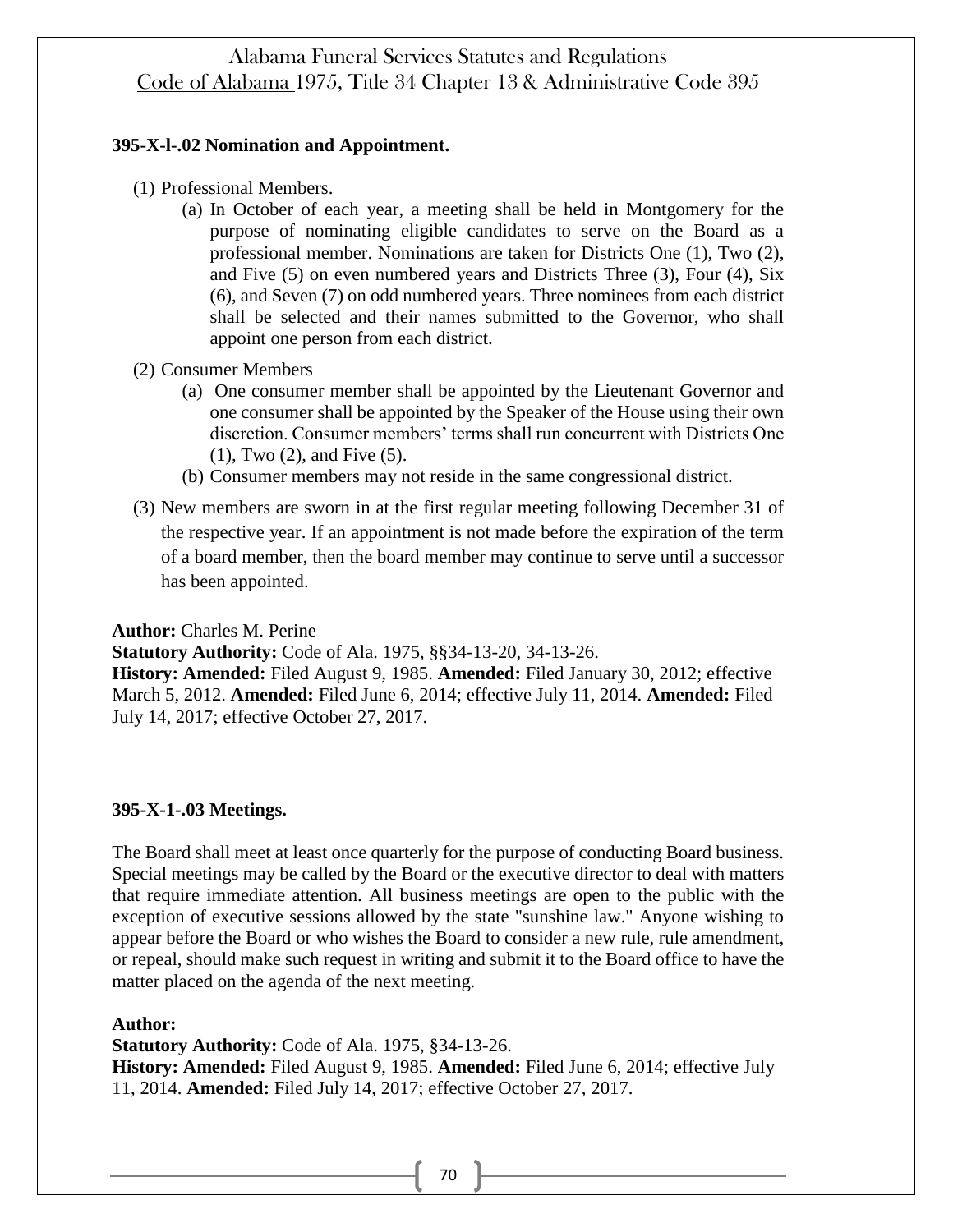**395-X-l-.02 Nomination and Appointment.**

(1) Professional Members.

(a) In October of each year, a meeting shall be held in Montgomery for the purpose of nominating eligible candidates to serve on the Board as a professional member. Nominations are taken for Districts One (1), Two (2), and Five (5) on even numbered years and Districts Three (3), Four (4), Six (6), and Seven (7) on odd numbered years. Three nominees from each district shall be selected and their names submitted to the Governor, who shall appoint one person from each district.

(2) Consumer Members

(a) One consumer member shall be appointed by the Lieutenant Governor and one consumer shall be appointed by the Speaker of the House using their own discretion. Consumer members' terms shall run concurrent with Districts One (1), Two (2), and Five (5).

(b) Consumer members may not reside in the same congressional district.

(3) New members are sworn in at the first regular meeting following December 31 of the respective year. If an appointment is not made before the expiration of the term of a board member, then the board member may continue to serve until a successor has been appointed.

**Author:** Charles M. Perine
**Statutory Authority:** Code of Ala. 1975, §§34-13-20, 34-13-26.
**History: Amended:** Filed August 9, 1985. **Amended:** Filed January 30, 2012; effective March 5, 2012. **Amended:** Filed June 6, 2014; effective July 11, 2014. **Amended:** Filed July 14, 2017; effective October 27, 2017.

**395-X-1-.03 Meetings.**

The Board shall meet at least once quarterly for the purpose of conducting Board business. Special meetings may be called by the Board or the executive director to deal with matters that require immediate attention. All business meetings are open to the public with the exception of executive sessions allowed by the state "sunshine law." Anyone wishing to appear before the Board or who wishes the Board to consider a new rule, rule amendment, or repeal, should make such request in writing and submit it to the Board office to have the matter placed on the agenda of the next meeting.

**Author:**
**Statutory Authority:** Code of Ala. 1975, §34-13-26.
**History: Amended:** Filed August 9, 1985. **Amended:** Filed June 6, 2014; effective July 11, 2014. **Amended:** Filed July 14, 2017; effective October 27, 2017.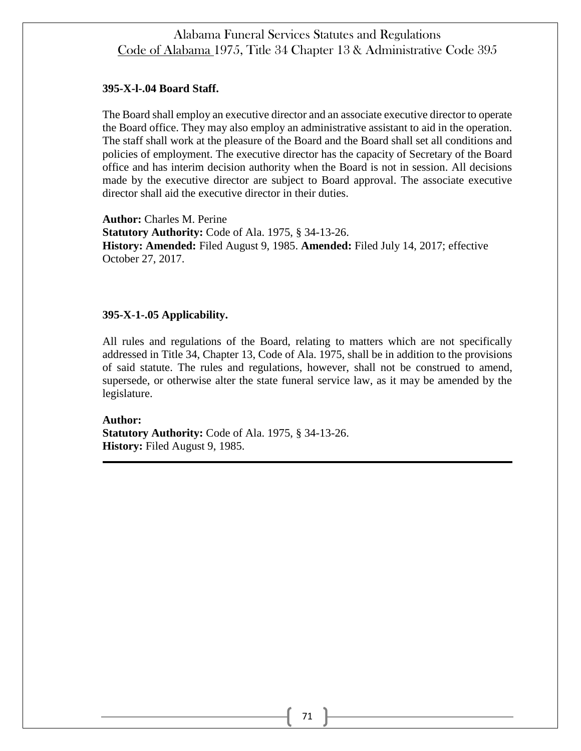**395-X-l-.04 Board Staff.**

The Board shall employ an executive director and an associate executive director to operate the Board office. They may also employ an administrative assistant to aid in the operation. The staff shall work at the pleasure of the Board and the Board shall set all conditions and policies of employment. The executive director has the capacity of Secretary of the Board office and has interim decision authority when the Board is not in session. All decisions made by the executive director are subject to Board approval. The associate executive director shall aid the executive director in their duties.

**Author:** Charles M. Perine
**Statutory Authority:** Code of Ala. 1975, § 34-13-26.
**History: Amended:** Filed August 9, 1985. **Amended:** Filed July 14, 2017; effective October 27, 2017.

**395-X-1-.05 Applicability.**

All rules and regulations of the Board, relating to matters which are not specifically addressed in Title 34, Chapter 13, Code of Ala. 1975, shall be in addition to the provisions of said statute. The rules and regulations, however, shall not be construed to amend, supersede, or otherwise alter the state funeral service law, as it may be amended by the legislature.

**Author:**
**Statutory Authority:** Code of Ala. 1975, § 34-13-26.
**History:** Filed August 9, 1985.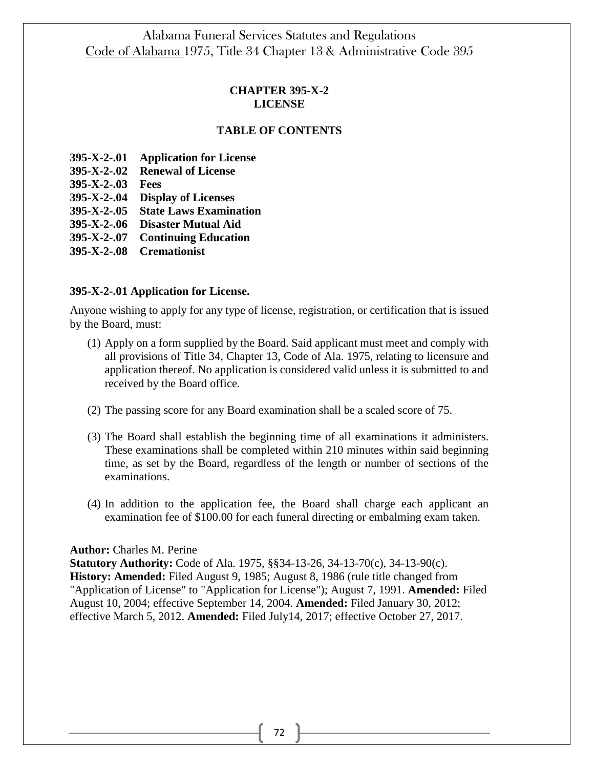## CHAPTER 395-X-2
## LICENSE

### TABLE OF CONTENTS

**395-X-2-.01 Application for License**
**395-X-2-.02 Renewal of License**
**395-X-2-.03 Fees**
**395-X-2-.04 Display of Licenses**
**395-X-2-.05 State Laws Examination**
**395-X-2-.06 Disaster Mutual Aid**
**395-X-2-.07 Continuing Education**
**395-X-2-.08 Cremationist**

### 395-X-2-.01 Application for License.

Anyone wishing to apply for any type of license, registration, or certification that is issued by the Board, must:

(1) Apply on a form supplied by the Board. Said applicant must meet and comply with all provisions of Title 34, Chapter 13, Code of Ala. 1975, relating to licensure and application thereof. No application is considered valid unless it is submitted to and received by the Board office.

(2) The passing score for any Board examination shall be a scaled score of 75.

(3) The Board shall establish the beginning time of all examinations it administers. These examinations shall be completed within 210 minutes within said beginning time, as set by the Board, regardless of the length or number of sections of the examinations.

(4) In addition to the application fee, the Board shall charge each applicant an examination fee of $100.00 for each funeral directing or embalming exam taken.

**Author:** Charles M. Perine
**Statutory Authority:** Code of Ala. 1975, §§34-13-26, 34-13-70(c), 34-13-90(c).
**History: Amended:** Filed August 9, 1985; August 8, 1986 (rule title changed from "Application of License" to "Application for License"); August 7, 1991. **Amended:** Filed August 10, 2004; effective September 14, 2004. **Amended:** Filed January 30, 2012; effective March 5, 2012. **Amended:** Filed July14, 2017; effective October 27, 2017.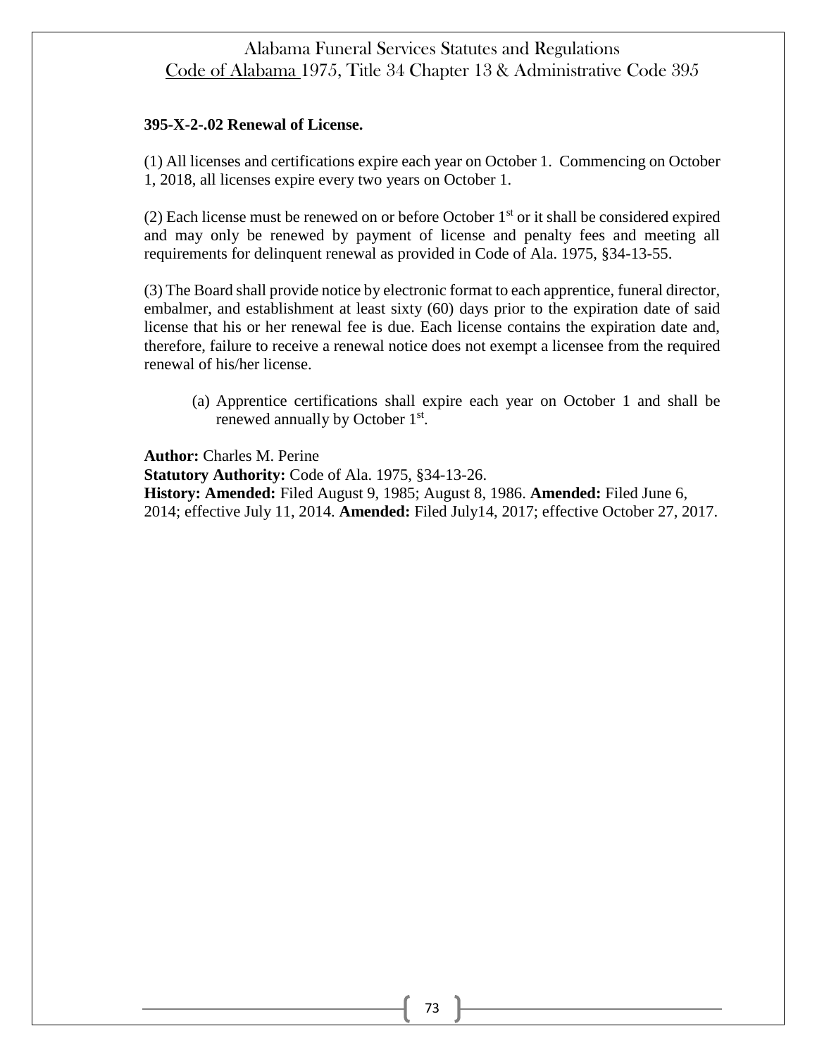### 395-X-2-.02 Renewal of License.

(1) All licenses and certifications expire each year on October 1. Commencing on October 1, 2018, all licenses expire every two years on October 1.

(2) Each license must be renewed on or before October 1st or it shall be considered expired and may only be renewed by payment of license and penalty fees and meeting all requirements for delinquent renewal as provided in Code of Ala. 1975, §34-13-55.

(3) The Board shall provide notice by electronic format to each apprentice, funeral director, embalmer, and establishment at least sixty (60) days prior to the expiration date of said license that his or her renewal fee is due. Each license contains the expiration date and, therefore, failure to receive a renewal notice does not exempt a licensee from the required renewal of his/her license.

- (a) Apprentice certifications shall expire each year on October 1 and shall be renewed annually by October 1st.

**Author:** Charles M. Perine
**Statutory Authority:** Code of Ala. 1975, §34-13-26.
**History: Amended:** Filed August 9, 1985; August 8, 1986. **Amended:** Filed June 6, 2014; effective July 11, 2014. **Amended:** Filed July14, 2017; effective October 27, 2017.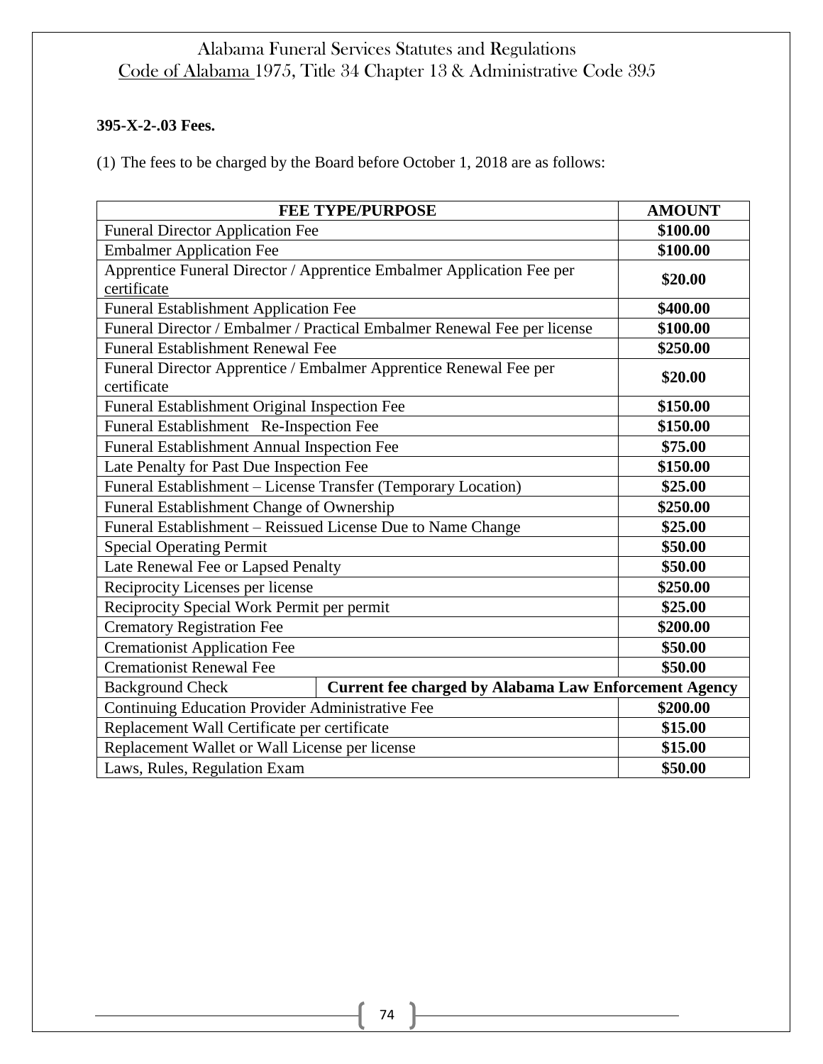**395-X-2-.03 Fees.**

(1) The fees to be charged by the Board before October 1, 2018 are as follows:

| FEE TYPE/PURPOSE | AMOUNT |
|---|---|
| Funeral Director Application Fee | **$100.00** |
| Embalmer Application Fee | **$100.00** |
| Apprentice Funeral Director / Apprentice Embalmer Application Fee per certificate | **$20.00** |
| Funeral Establishment Application Fee | **$400.00** |
| Funeral Director / Embalmer / Practical Embalmer Renewal Fee per license | **$100.00** |
| Funeral Establishment Renewal Fee | **$250.00** |
| Funeral Director Apprentice / Embalmer Apprentice Renewal Fee per certificate | **$20.00** |
| Funeral Establishment Original Inspection Fee | **$150.00** |
| Funeral Establishment Re-Inspection Fee | **$150.00** |
| Funeral Establishment Annual Inspection Fee | **$75.00** |
| Late Penalty for Past Due Inspection Fee | **$150.00** |
| Funeral Establishment – License Transfer (Temporary Location) | **$25.00** |
| Funeral Establishment Change of Ownership | **$250.00** |
| Funeral Establishment – Reissued License Due to Name Change | **$25.00** |
| Special Operating Permit | **$50.00** |
| Late Renewal Fee or Lapsed Penalty | **$50.00** |
| Reciprocity Licenses per license | **$250.00** |
| Reciprocity Special Work Permit per permit | **$25.00** |
| Crematory Registration Fee | **$200.00** |
| Cremationist Application Fee | **$50.00** |
| Cremationist Renewal Fee | **$50.00** |
| Background Check | **Current fee charged by Alabama Law Enforcement Agency** |
| Continuing Education Provider Administrative Fee | **$200.00** |
| Replacement Wall Certificate per certificate | **$15.00** |
| Replacement Wallet or Wall License per license | **$15.00** |
| Laws, Rules, Regulation Exam | **$50.00** |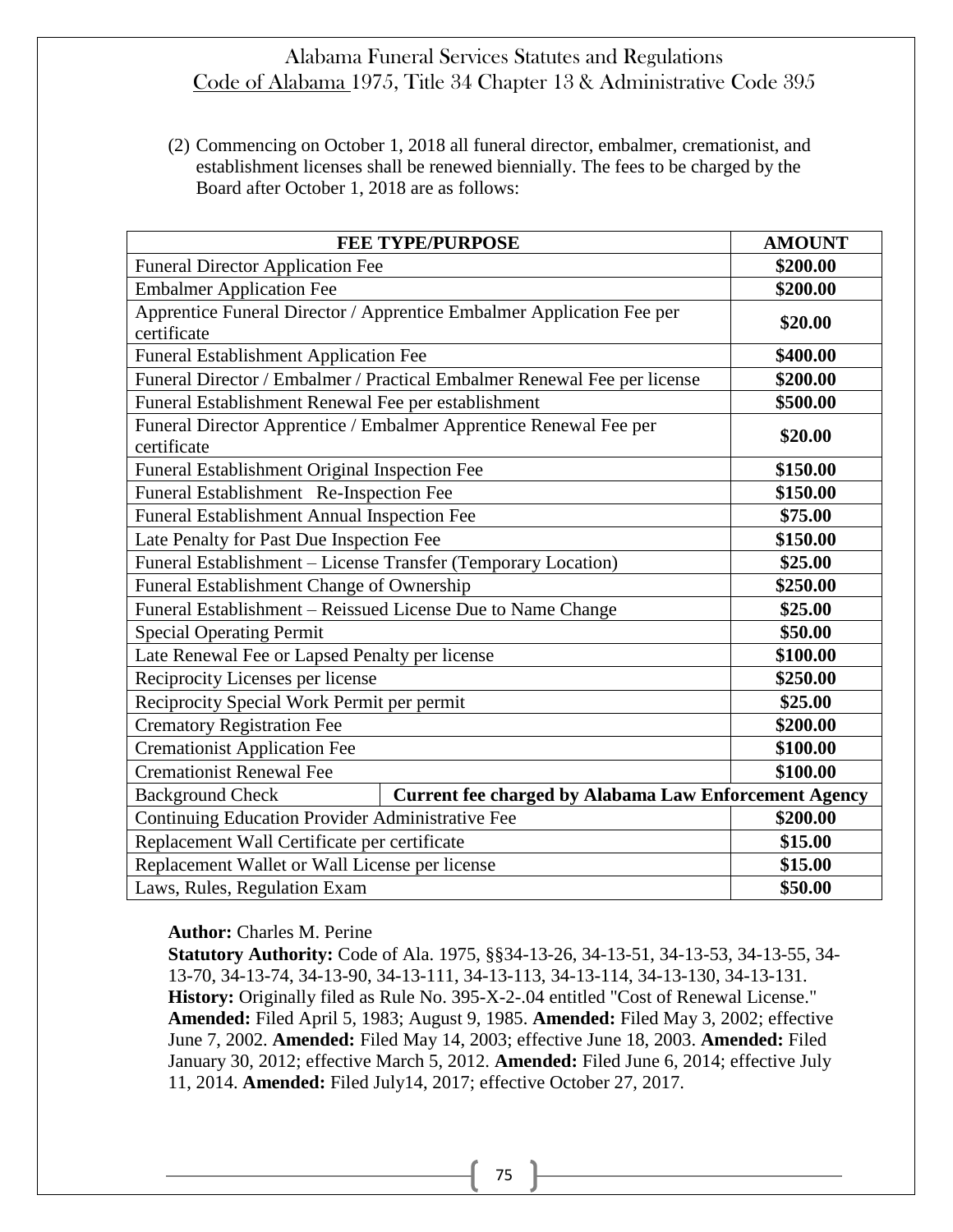(2) Commencing on October 1, 2018 all funeral director, embalmer, cremationist, and establishment licenses shall be renewed biennially. The fees to be charged by the Board after October 1, 2018 are as follows:

| FEE TYPE/PURPOSE | AMOUNT |
|---|---|
| Funeral Director Application Fee | $200.00 |
| Embalmer Application Fee | $200.00 |
| Apprentice Funeral Director / Apprentice Embalmer Application Fee per certificate | $20.00 |
| Funeral Establishment Application Fee | $400.00 |
| Funeral Director / Embalmer / Practical Embalmer Renewal Fee per license | $200.00 |
| Funeral Establishment Renewal Fee per establishment | $500.00 |
| Funeral Director Apprentice / Embalmer Apprentice Renewal Fee per certificate | $20.00 |
| Funeral Establishment Original Inspection Fee | $150.00 |
| Funeral Establishment Re-Inspection Fee | $150.00 |
| Funeral Establishment Annual Inspection Fee | $75.00 |
| Late Penalty for Past Due Inspection Fee | $150.00 |
| Funeral Establishment – License Transfer (Temporary Location) | $25.00 |
| Funeral Establishment Change of Ownership | $250.00 |
| Funeral Establishment – Reissued License Due to Name Change | $25.00 |
| Special Operating Permit | $50.00 |
| Late Renewal Fee or Lapsed Penalty per license | $100.00 |
| Reciprocity Licenses per license | $250.00 |
| Reciprocity Special Work Permit per permit | $25.00 |
| Crematory Registration Fee | $200.00 |
| Cremationist Application Fee | $100.00 |
| Cremationist Renewal Fee | $100.00 |
| Background Check | **Current fee charged by Alabama Law Enforcement Agency** |
| Continuing Education Provider Administrative Fee | $200.00 |
| Replacement Wall Certificate per certificate | $15.00 |
| Replacement Wallet or Wall License per license | $15.00 |
| Laws, Rules, Regulation Exam | $50.00 |

**Author:** Charles M. Perine
**Statutory Authority:** Code of Ala. 1975, §§34-13-26, 34-13-51, 34-13-53, 34-13-55, 34-13-70, 34-13-74, 34-13-90, 34-13-111, 34-13-113, 34-13-114, 34-13-130, 34-13-131.
**History:** Originally filed as Rule No. 395-X-2-.04 entitled "Cost of Renewal License." **Amended:** Filed April 5, 1983; August 9, 1985. **Amended:** Filed May 3, 2002; effective June 7, 2002. **Amended:** Filed May 14, 2003; effective June 18, 2003. **Amended:** Filed January 30, 2012; effective March 5, 2012. **Amended:** Filed June 6, 2014; effective July 11, 2014. **Amended:** Filed July14, 2017; effective October 27, 2017.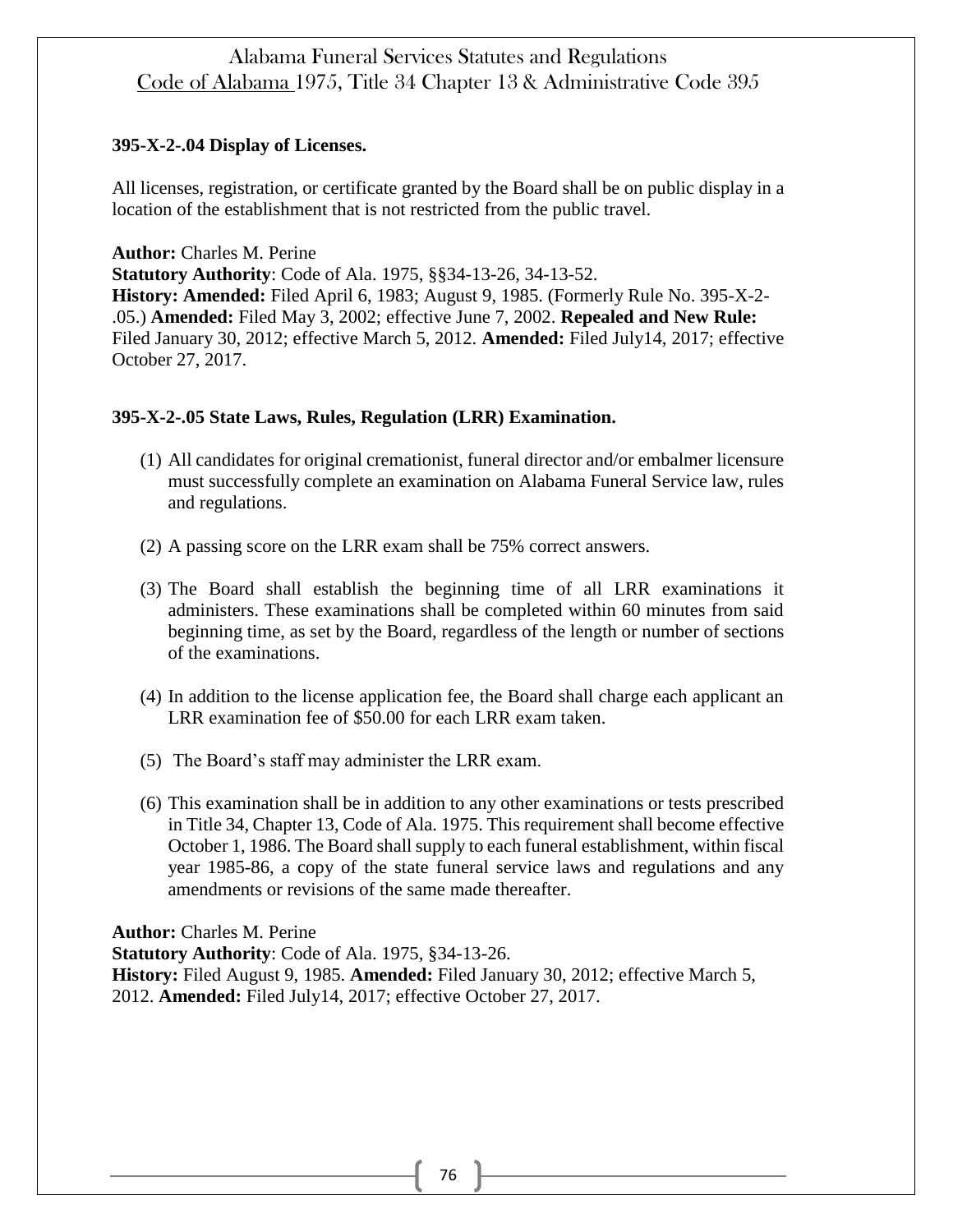**395-X-2-.04 Display of Licenses.**

All licenses, registration, or certificate granted by the Board shall be on public display in a location of the establishment that is not restricted from the public travel.

**Author:** Charles M. Perine
**Statutory Authority**: Code of Ala. 1975, §§34-13-26, 34-13-52.
**History: Amended:** Filed April 6, 1983; August 9, 1985. (Formerly Rule No. 395-X-2-.05.) **Amended:** Filed May 3, 2002; effective June 7, 2002. **Repealed and New Rule:** Filed January 30, 2012; effective March 5, 2012. **Amended:** Filed July14, 2017; effective October 27, 2017.

**395-X-2-.05 State Laws, Rules, Regulation (LRR) Examination.**

(1) All candidates for original cremationist, funeral director and/or embalmer licensure must successfully complete an examination on Alabama Funeral Service law, rules and regulations.

(2) A passing score on the LRR exam shall be 75% correct answers.

(3) The Board shall establish the beginning time of all LRR examinations it administers. These examinations shall be completed within 60 minutes from said beginning time, as set by the Board, regardless of the length or number of sections of the examinations.

(4) In addition to the license application fee, the Board shall charge each applicant an LRR examination fee of $50.00 for each LRR exam taken.

(5) The Board's staff may administer the LRR exam.

(6) This examination shall be in addition to any other examinations or tests prescribed in Title 34, Chapter 13, Code of Ala. 1975. This requirement shall become effective October 1, 1986. The Board shall supply to each funeral establishment, within fiscal year 1985-86, a copy of the state funeral service laws and regulations and any amendments or revisions of the same made thereafter.

**Author:** Charles M. Perine
**Statutory Authority**: Code of Ala. 1975, §34-13-26.
**History:** Filed August 9, 1985. **Amended:** Filed January 30, 2012; effective March 5, 2012. **Amended:** Filed July14, 2017; effective October 27, 2017.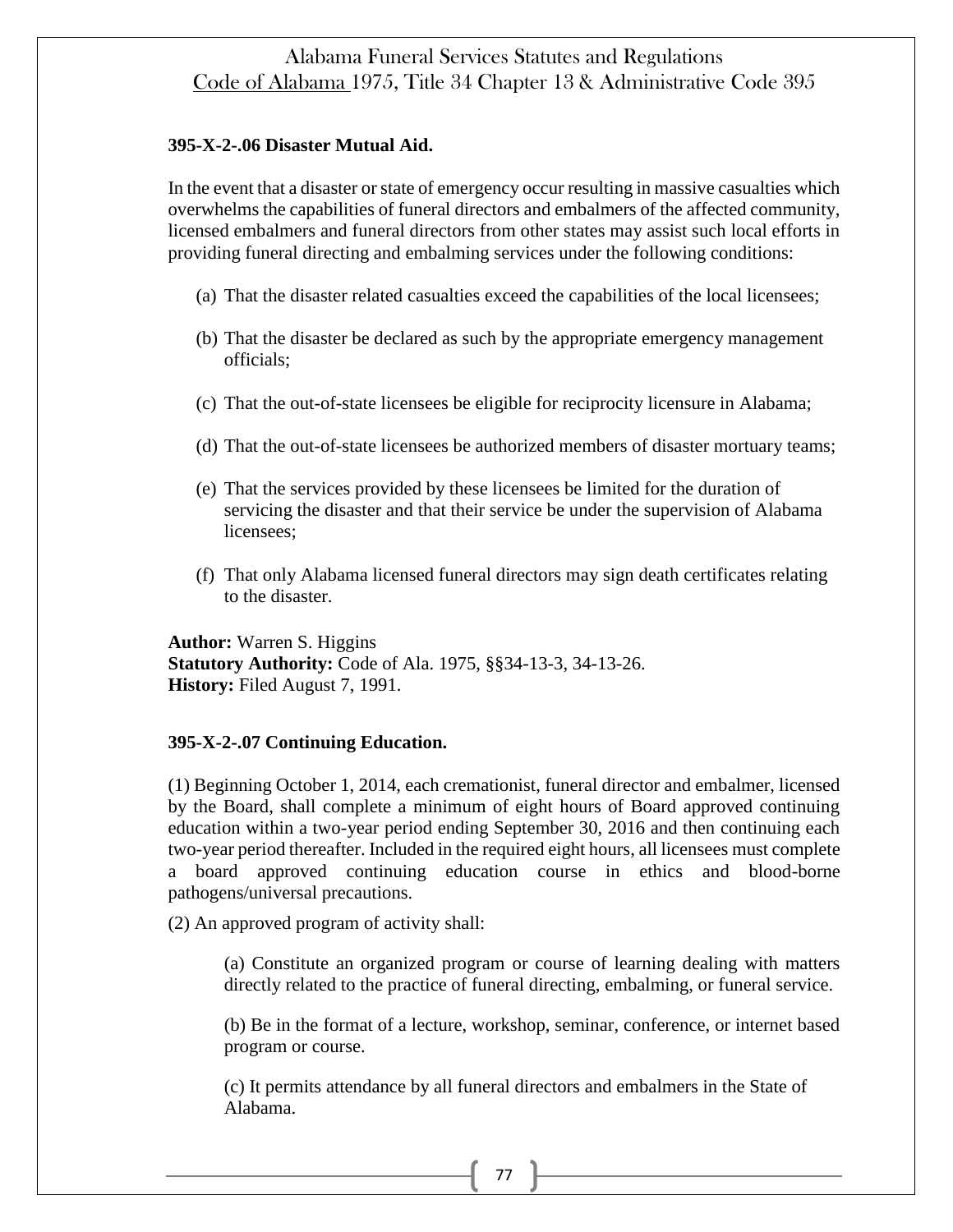### 395-X-2-.06 Disaster Mutual Aid.

In the event that a disaster or state of emergency occur resulting in massive casualties which overwhelms the capabilities of funeral directors and embalmers of the affected community, licensed embalmers and funeral directors from other states may assist such local efforts in providing funeral directing and embalming services under the following conditions:

(a) That the disaster related casualties exceed the capabilities of the local licensees;

(b) That the disaster be declared as such by the appropriate emergency management officials;

(c) That the out-of-state licensees be eligible for reciprocity licensure in Alabama;

(d) That the out-of-state licensees be authorized members of disaster mortuary teams;

(e) That the services provided by these licensees be limited for the duration of servicing the disaster and that their service be under the supervision of Alabama licensees;

(f) That only Alabama licensed funeral directors may sign death certificates relating to the disaster.

**Author:** Warren S. Higgins
**Statutory Authority:** Code of Ala. 1975, §§34-13-3, 34-13-26.
**History:** Filed August 7, 1991.

### 395-X-2-.07 Continuing Education.

(1) Beginning October 1, 2014, each cremationist, funeral director and embalmer, licensed by the Board, shall complete a minimum of eight hours of Board approved continuing education within a two-year period ending September 30, 2016 and then continuing each two-year period thereafter. Included in the required eight hours, all licensees must complete a board approved continuing education course in ethics and blood-borne pathogens/universal precautions.

(2) An approved program of activity shall:

(a) Constitute an organized program or course of learning dealing with matters directly related to the practice of funeral directing, embalming, or funeral service.

(b) Be in the format of a lecture, workshop, seminar, conference, or internet based program or course.

(c) It permits attendance by all funeral directors and embalmers in the State of Alabama.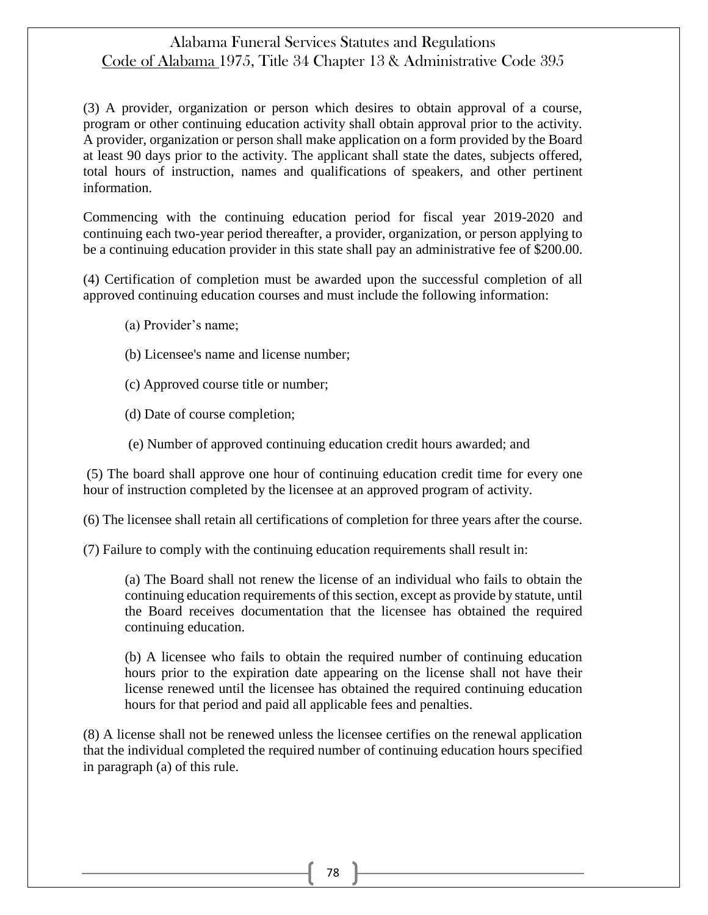(3) A provider, organization or person which desires to obtain approval of a course, program or other continuing education activity shall obtain approval prior to the activity. A provider, organization or person shall make application on a form provided by the Board at least 90 days prior to the activity. The applicant shall state the dates, subjects offered, total hours of instruction, names and qualifications of speakers, and other pertinent information.

Commencing with the continuing education period for fiscal year 2019-2020 and continuing each two-year period thereafter, a provider, organization, or person applying to be a continuing education provider in this state shall pay an administrative fee of $200.00.

(4) Certification of completion must be awarded upon the successful completion of all approved continuing education courses and must include the following information:

> (a) Provider's name;
>
> (b) Licensee's name and license number;
>
> (c) Approved course title or number;
>
> (d) Date of course completion;
>
> (e) Number of approved continuing education credit hours awarded; and

(5) The board shall approve one hour of continuing education credit time for every one hour of instruction completed by the licensee at an approved program of activity.

(6) The licensee shall retain all certifications of completion for three years after the course.

(7) Failure to comply with the continuing education requirements shall result in:

> (a) The Board shall not renew the license of an individual who fails to obtain the continuing education requirements of this section, except as provide by statute, until the Board receives documentation that the licensee has obtained the required continuing education.
>
> (b) A licensee who fails to obtain the required number of continuing education hours prior to the expiration date appearing on the license shall not have their license renewed until the licensee has obtained the required continuing education hours for that period and paid all applicable fees and penalties.

(8) A license shall not be renewed unless the licensee certifies on the renewal application that the individual completed the required number of continuing education hours specified in paragraph (a) of this rule.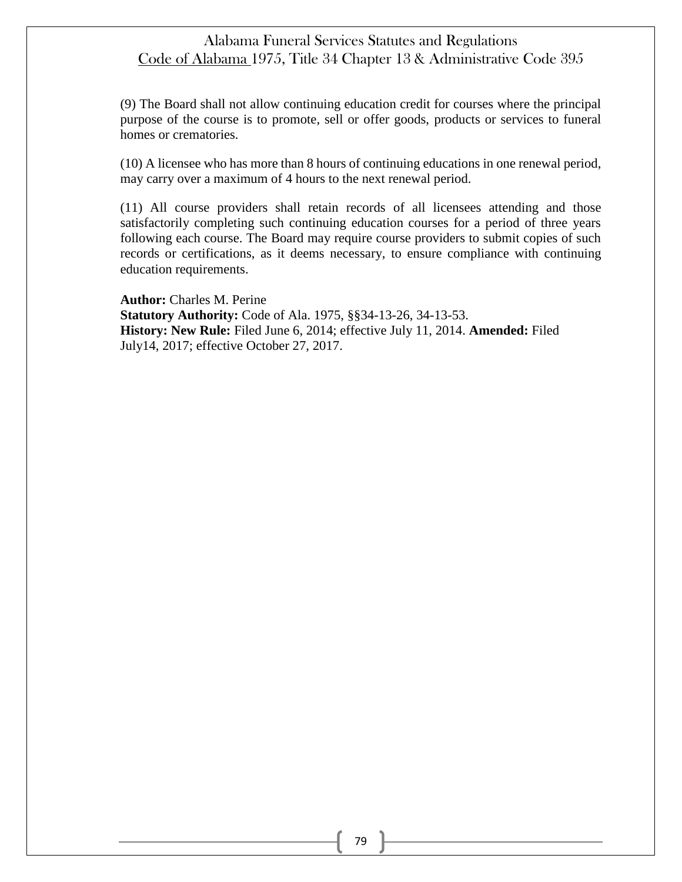(9) The Board shall not allow continuing education credit for courses where the principal purpose of the course is to promote, sell or offer goods, products or services to funeral homes or crematories.

(10) A licensee who has more than 8 hours of continuing educations in one renewal period, may carry over a maximum of 4 hours to the next renewal period.

(11) All course providers shall retain records of all licensees attending and those satisfactorily completing such continuing education courses for a period of three years following each course. The Board may require course providers to submit copies of such records or certifications, as it deems necessary, to ensure compliance with continuing education requirements.

**Author:** Charles M. Perine
**Statutory Authority:** Code of Ala. 1975, §§34-13-26, 34-13-53.
**History: New Rule:** Filed June 6, 2014; effective July 11, 2014. **Amended:** Filed July14, 2017; effective October 27, 2017.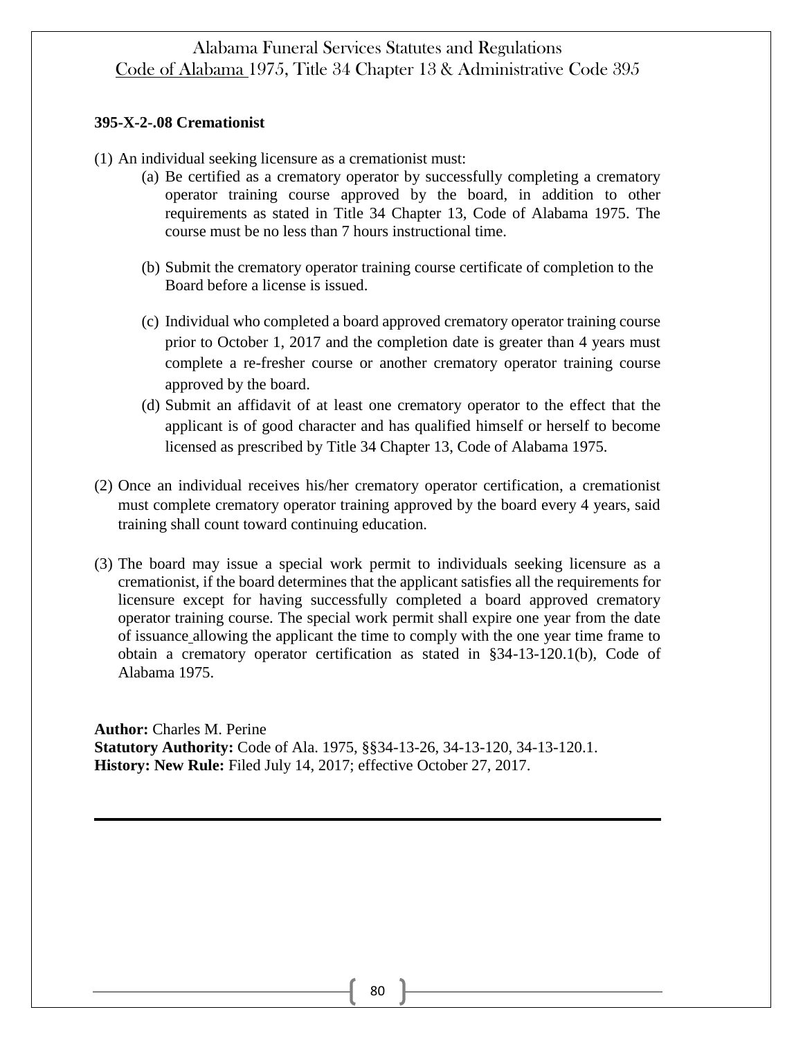**395-X-2-.08 Cremationist**

(1) An individual seeking licensure as a cremationist must:

   (a) Be certified as a crematory operator by successfully completing a crematory operator training course approved by the board, in addition to other requirements as stated in Title 34 Chapter 13, Code of Alabama 1975. The course must be no less than 7 hours instructional time.

   (b) Submit the crematory operator training course certificate of completion to the Board before a license is issued.

   (c) Individual who completed a board approved crematory operator training course prior to October 1, 2017 and the completion date is greater than 4 years must complete a re-fresher course or another crematory operator training course approved by the board.

   (d) Submit an affidavit of at least one crematory operator to the effect that the applicant is of good character and has qualified himself or herself to become licensed as prescribed by Title 34 Chapter 13, Code of Alabama 1975.

(2) Once an individual receives his/her crematory operator certification, a cremationist must complete crematory operator training approved by the board every 4 years, said training shall count toward continuing education.

(3) The board may issue a special work permit to individuals seeking licensure as a cremationist, if the board determines that the applicant satisfies all the requirements for licensure except for having successfully completed a board approved crematory operator training course. The special work permit shall expire one year from the date of issuance allowing the applicant the time to comply with the one year time frame to obtain a crematory operator certification as stated in §34-13-120.1(b), Code of Alabama 1975.

**Author:** Charles M. Perine
**Statutory Authority:** Code of Ala. 1975, §§34-13-26, 34-13-120, 34-13-120.1.
**History: New Rule:** Filed July 14, 2017; effective October 27, 2017.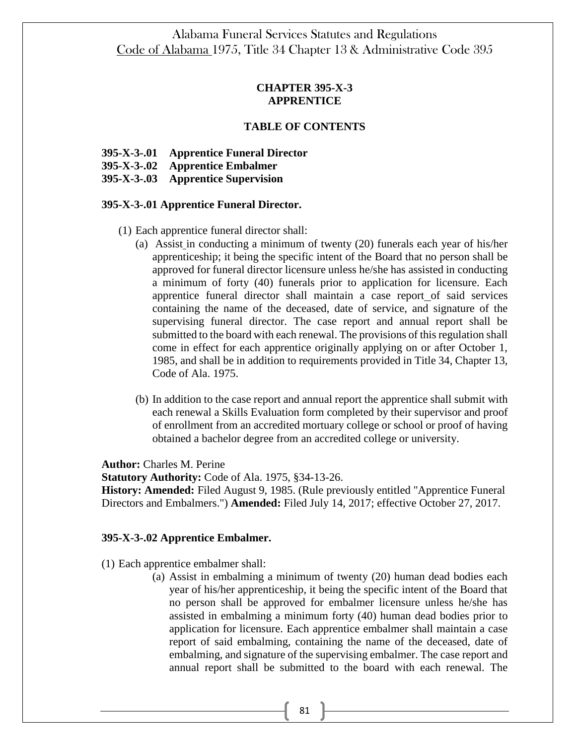**CHAPTER 395-X-3**
**APPRENTICE**

**TABLE OF CONTENTS**

**395-X-3-.01 Apprentice Funeral Director**
**395-X-3-.02 Apprentice Embalmer**
**395-X-3-.03 Apprentice Supervision**

### 395-X-3-.01 Apprentice Funeral Director.

(1) Each apprentice funeral director shall:

(a) Assist in conducting a minimum of twenty (20) funerals each year of his/her apprenticeship; it being the specific intent of the Board that no person shall be approved for funeral director licensure unless he/she has assisted in conducting a minimum of forty (40) funerals prior to application for licensure. Each apprentice funeral director shall maintain a case report of said services containing the name of the deceased, date of service, and signature of the supervising funeral director. The case report and annual report shall be submitted to the board with each renewal. The provisions of this regulation shall come in effect for each apprentice originally applying on or after October 1, 1985, and shall be in addition to requirements provided in Title 34, Chapter 13, Code of Ala. 1975.

(b) In addition to the case report and annual report the apprentice shall submit with each renewal a Skills Evaluation form completed by their supervisor and proof of enrollment from an accredited mortuary college or school or proof of having obtained a bachelor degree from an accredited college or university.

**Author:** Charles M. Perine
**Statutory Authority:** Code of Ala. 1975, §34-13-26.
**History: Amended:** Filed August 9, 1985. (Rule previously entitled "Apprentice Funeral Directors and Embalmers.") **Amended:** Filed July 14, 2017; effective October 27, 2017.

### 395-X-3-.02 Apprentice Embalmer.

(1) Each apprentice embalmer shall:

(a) Assist in embalming a minimum of twenty (20) human dead bodies each year of his/her apprenticeship, it being the specific intent of the Board that no person shall be approved for embalmer licensure unless he/she has assisted in embalming a minimum forty (40) human dead bodies prior to application for licensure. Each apprentice embalmer shall maintain a case report of said embalming, containing the name of the deceased, date of embalming, and signature of the supervising embalmer. The case report and annual report shall be submitted to the board with each renewal. The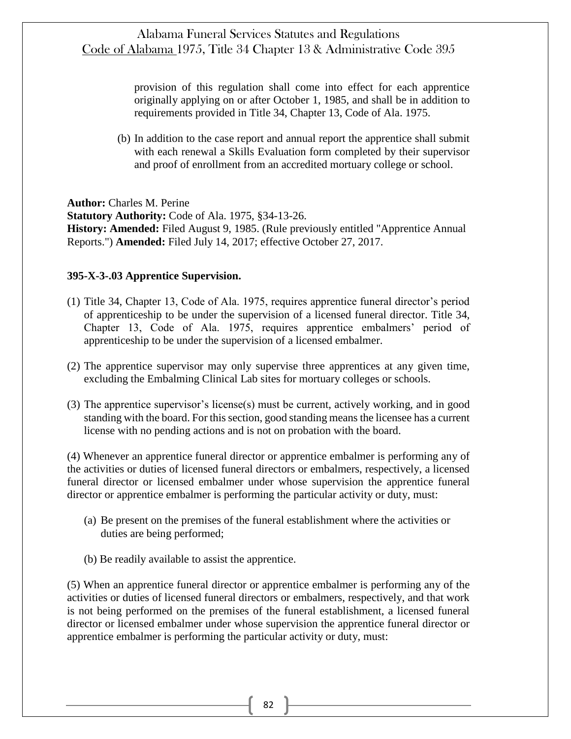provision of this regulation shall come into effect for each apprentice originally applying on or after October 1, 1985, and shall be in addition to requirements provided in Title 34, Chapter 13, Code of Ala. 1975.

(b) In addition to the case report and annual report the apprentice shall submit with each renewal a Skills Evaluation form completed by their supervisor and proof of enrollment from an accredited mortuary college or school.

**Author:** Charles M. Perine
**Statutory Authority:** Code of Ala. 1975, §34-13-26.
**History: Amended:** Filed August 9, 1985. (Rule previously entitled "Apprentice Annual Reports.") **Amended:** Filed July 14, 2017; effective October 27, 2017.

**395-X-3-.03 Apprentice Supervision.**

(1) Title 34, Chapter 13, Code of Ala. 1975, requires apprentice funeral director's period of apprenticeship to be under the supervision of a licensed funeral director. Title 34, Chapter 13, Code of Ala. 1975, requires apprentice embalmers' period of apprenticeship to be under the supervision of a licensed embalmer.

(2) The apprentice supervisor may only supervise three apprentices at any given time, excluding the Embalming Clinical Lab sites for mortuary colleges or schools.

(3) The apprentice supervisor's license(s) must be current, actively working, and in good standing with the board. For this section, good standing means the licensee has a current license with no pending actions and is not on probation with the board.

(4) Whenever an apprentice funeral director or apprentice embalmer is performing any of the activities or duties of licensed funeral directors or embalmers, respectively, a licensed funeral director or licensed embalmer under whose supervision the apprentice funeral director or apprentice embalmer is performing the particular activity or duty, must:

(a) Be present on the premises of the funeral establishment where the activities or duties are being performed;

(b) Be readily available to assist the apprentice.

(5) When an apprentice funeral director or apprentice embalmer is performing any of the activities or duties of licensed funeral directors or embalmers, respectively, and that work is not being performed on the premises of the funeral establishment, a licensed funeral director or licensed embalmer under whose supervision the apprentice funeral director or apprentice embalmer is performing the particular activity or duty, must: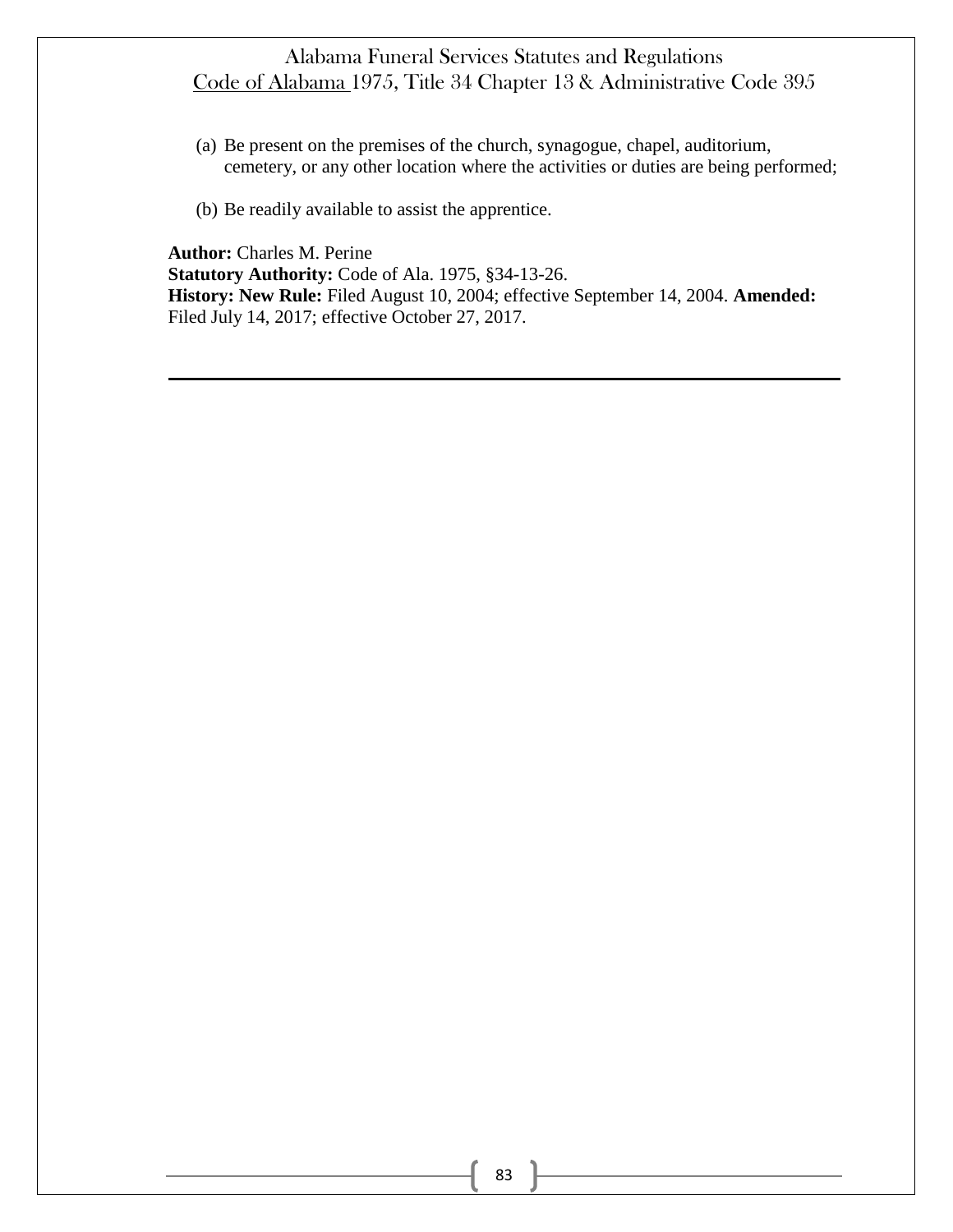(a) Be present on the premises of the church, synagogue, chapel, auditorium, cemetery, or any other location where the activities or duties are being performed;

(b) Be readily available to assist the apprentice.

**Author:** Charles M. Perine
**Statutory Authority:** Code of Ala. 1975, §34-13-26.
**History: New Rule:** Filed August 10, 2004; effective September 14, 2004. **Amended:** Filed July 14, 2017; effective October 27, 2017.

---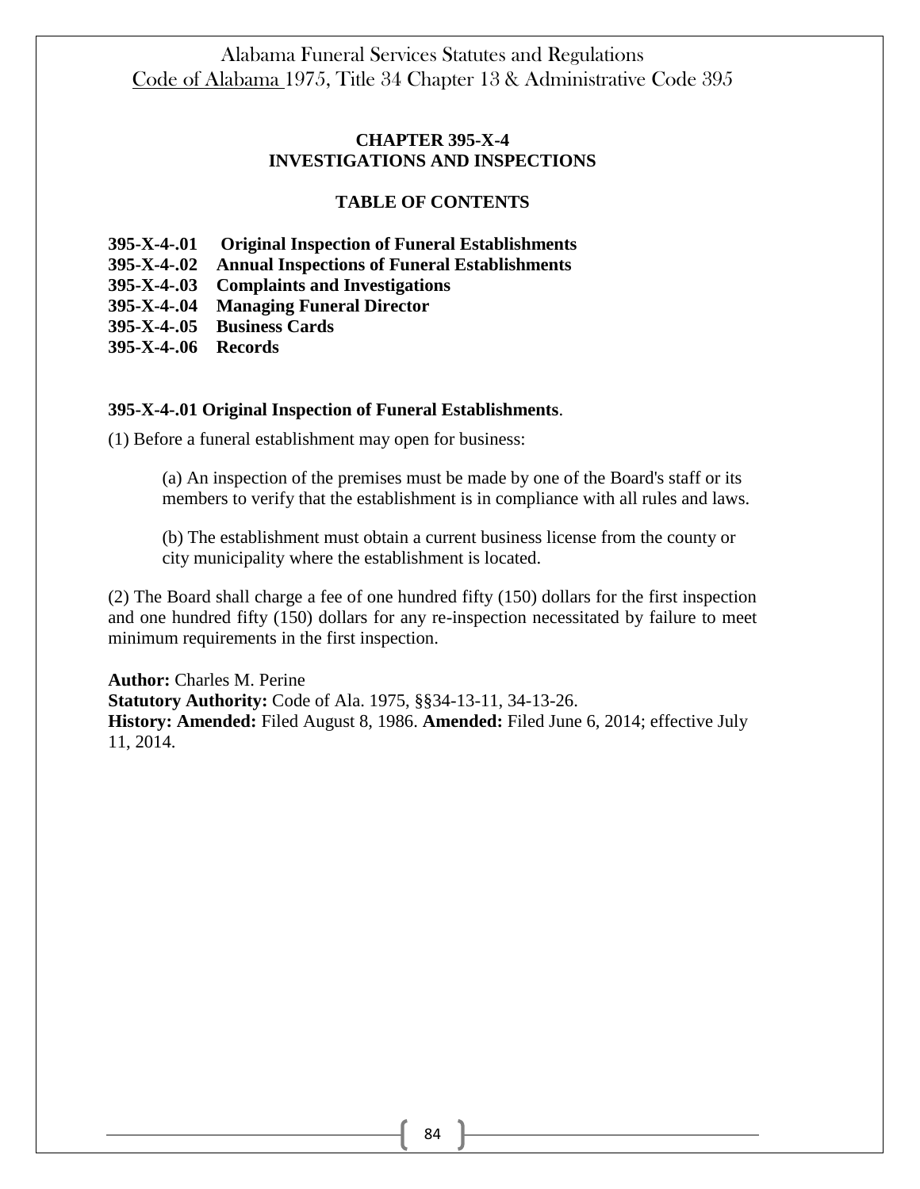## CHAPTER 395-X-4
## INVESTIGATIONS AND INSPECTIONS

### TABLE OF CONTENTS

**395-X-4-.01 Original Inspection of Funeral Establishments**
**395-X-4-.02 Annual Inspections of Funeral Establishments**
**395-X-4-.03 Complaints and Investigations**
**395-X-4-.04 Managing Funeral Director**
**395-X-4-.05 Business Cards**
**395-X-4-.06 Records**

**395-X-4-.01 Original Inspection of Funeral Establishments**.

(1) Before a funeral establishment may open for business:

(a) An inspection of the premises must be made by one of the Board's staff or its members to verify that the establishment is in compliance with all rules and laws.

(b) The establishment must obtain a current business license from the county or city municipality where the establishment is located.

(2) The Board shall charge a fee of one hundred fifty (150) dollars for the first inspection and one hundred fifty (150) dollars for any re-inspection necessitated by failure to meet minimum requirements in the first inspection.

**Author:** Charles M. Perine
**Statutory Authority:** Code of Ala. 1975, §§34-13-11, 34-13-26.
**History: Amended:** Filed August 8, 1986. **Amended:** Filed June 6, 2014; effective July 11, 2014.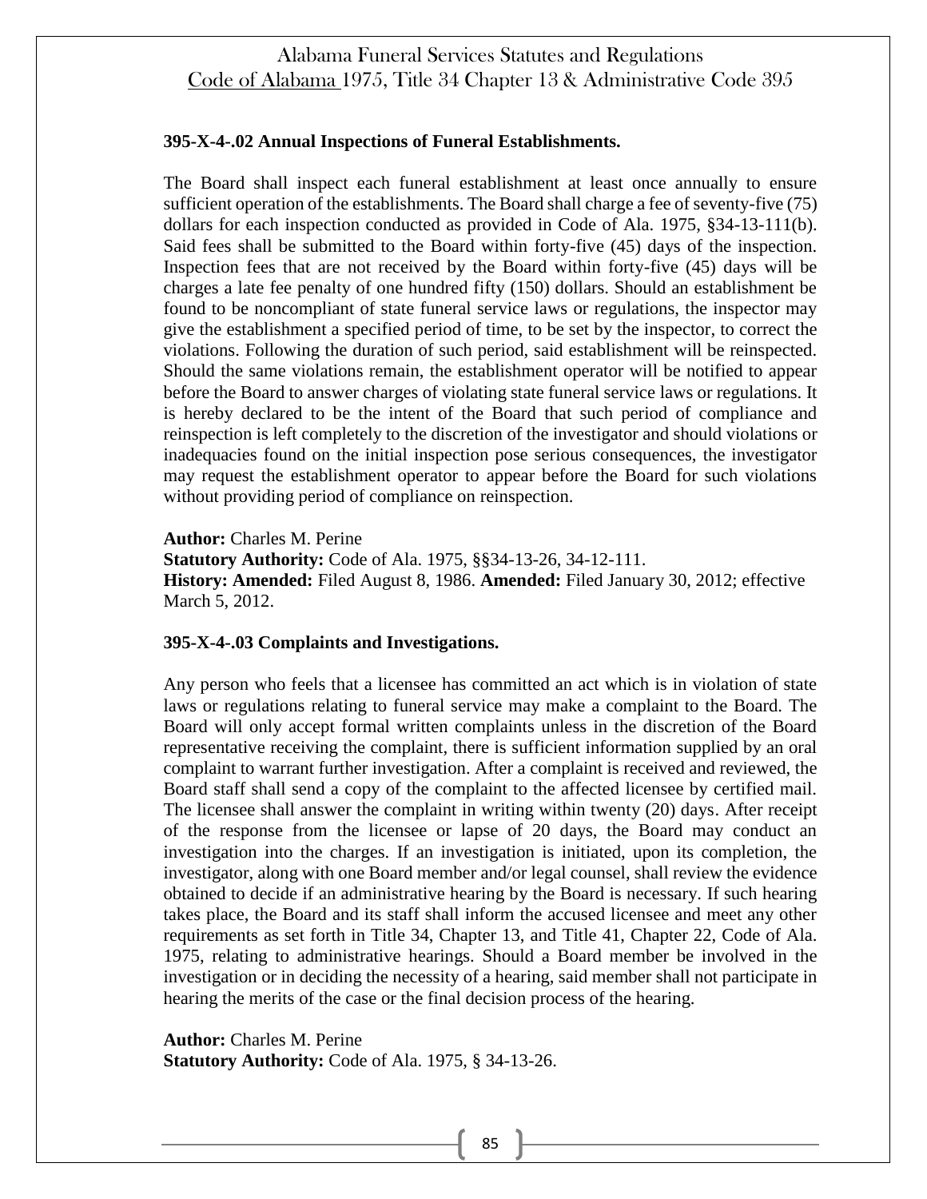**395-X-4-.02 Annual Inspections of Funeral Establishments.**

The Board shall inspect each funeral establishment at least once annually to ensure sufficient operation of the establishments. The Board shall charge a fee of seventy-five (75) dollars for each inspection conducted as provided in Code of Ala. 1975, §34-13-111(b). Said fees shall be submitted to the Board within forty-five (45) days of the inspection. Inspection fees that are not received by the Board within forty-five (45) days will be charges a late fee penalty of one hundred fifty (150) dollars. Should an establishment be found to be noncompliant of state funeral service laws or regulations, the inspector may give the establishment a specified period of time, to be set by the inspector, to correct the violations. Following the duration of such period, said establishment will be reinspected. Should the same violations remain, the establishment operator will be notified to appear before the Board to answer charges of violating state funeral service laws or regulations. It is hereby declared to be the intent of the Board that such period of compliance and reinspection is left completely to the discretion of the investigator and should violations or inadequacies found on the initial inspection pose serious consequences, the investigator may request the establishment operator to appear before the Board for such violations without providing period of compliance on reinspection.

**Author:** Charles M. Perine
**Statutory Authority:** Code of Ala. 1975, §§34-13-26, 34-12-111.
**History: Amended:** Filed August 8, 1986. **Amended:** Filed January 30, 2012; effective March 5, 2012.

**395-X-4-.03 Complaints and Investigations.**

Any person who feels that a licensee has committed an act which is in violation of state laws or regulations relating to funeral service may make a complaint to the Board. The Board will only accept formal written complaints unless in the discretion of the Board representative receiving the complaint, there is sufficient information supplied by an oral complaint to warrant further investigation. After a complaint is received and reviewed, the Board staff shall send a copy of the complaint to the affected licensee by certified mail. The licensee shall answer the complaint in writing within twenty (20) days. After receipt of the response from the licensee or lapse of 20 days, the Board may conduct an investigation into the charges. If an investigation is initiated, upon its completion, the investigator, along with one Board member and/or legal counsel, shall review the evidence obtained to decide if an administrative hearing by the Board is necessary. If such hearing takes place, the Board and its staff shall inform the accused licensee and meet any other requirements as set forth in Title 34, Chapter 13, and Title 41, Chapter 22, Code of Ala. 1975, relating to administrative hearings. Should a Board member be involved in the investigation or in deciding the necessity of a hearing, said member shall not participate in hearing the merits of the case or the final decision process of the hearing.

**Author:** Charles M. Perine
**Statutory Authority:** Code of Ala. 1975, § 34-13-26.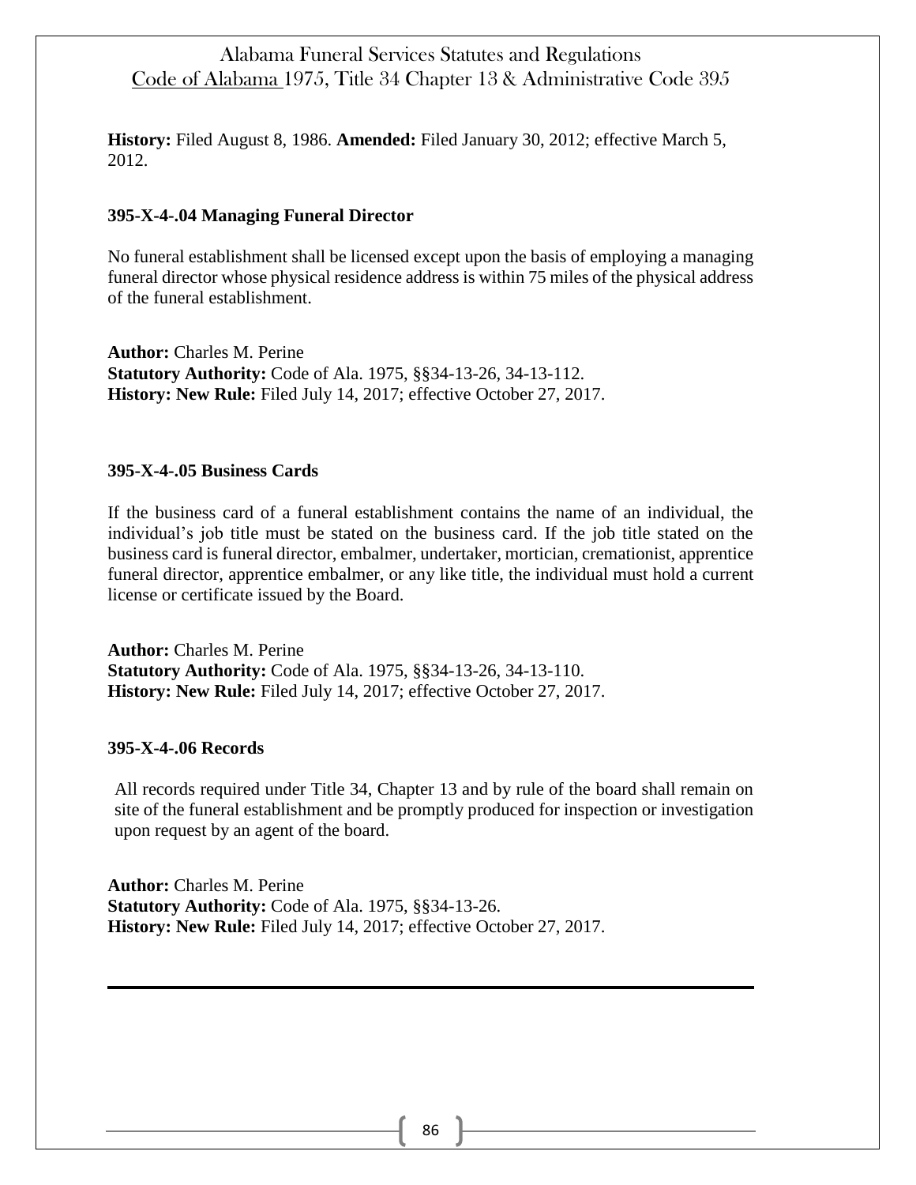**History:** Filed August 8, 1986. **Amended:** Filed January 30, 2012; effective March 5, 2012.

### 395-X-4-.04 Managing Funeral Director

No funeral establishment shall be licensed except upon the basis of employing a managing funeral director whose physical residence address is within 75 miles of the physical address of the funeral establishment.

**Author:** Charles M. Perine
**Statutory Authority:** Code of Ala. 1975, §§34-13-26, 34-13-112.
**History: New Rule:** Filed July 14, 2017; effective October 27, 2017.

### 395-X-4-.05 Business Cards

If the business card of a funeral establishment contains the name of an individual, the individual's job title must be stated on the business card. If the job title stated on the business card is funeral director, embalmer, undertaker, mortician, cremationist, apprentice funeral director, apprentice embalmer, or any like title, the individual must hold a current license or certificate issued by the Board.

**Author:** Charles M. Perine
**Statutory Authority:** Code of Ala. 1975, §§34-13-26, 34-13-110.
**History: New Rule:** Filed July 14, 2017; effective October 27, 2017.

### 395-X-4-.06 Records

All records required under Title 34, Chapter 13 and by rule of the board shall remain on site of the funeral establishment and be promptly produced for inspection or investigation upon request by an agent of the board.

**Author:** Charles M. Perine
**Statutory Authority:** Code of Ala. 1975, §§34-13-26.
**History: New Rule:** Filed July 14, 2017; effective October 27, 2017.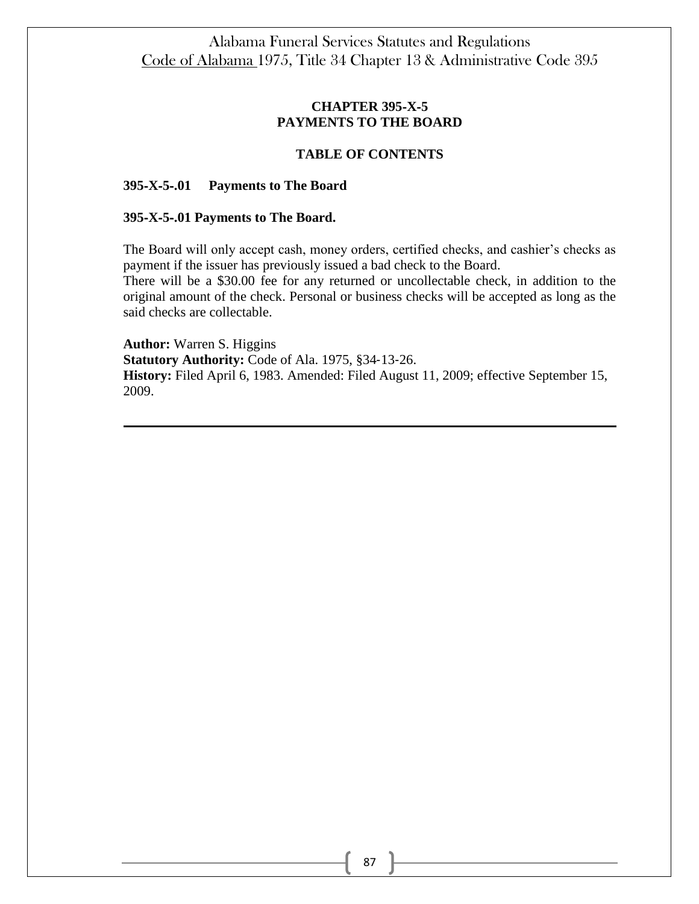## CHAPTER 395-X-5
## PAYMENTS TO THE BOARD

### TABLE OF CONTENTS

**395-X-5-.01 Payments to The Board**

**395-X-5-.01 Payments to The Board.**

The Board will only accept cash, money orders, certified checks, and cashier's checks as payment if the issuer has previously issued a bad check to the Board.
There will be a $30.00 fee for any returned or uncollectable check, in addition to the original amount of the check. Personal or business checks will be accepted as long as the said checks are collectable.

**Author:** Warren S. Higgins
**Statutory Authority:** Code of Ala. 1975, §34-13-26.
**History:** Filed April 6, 1983. Amended: Filed August 11, 2009; effective September 15, 2009.

---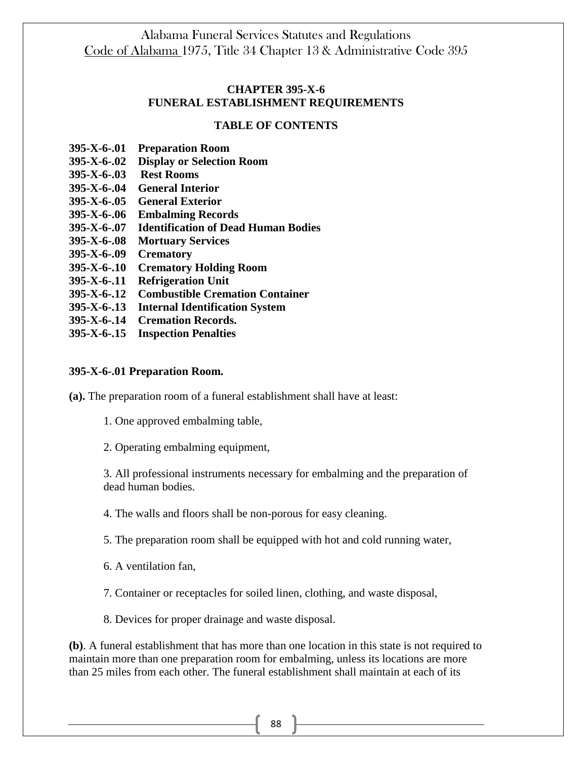## CHAPTER 395-X-6
## FUNERAL ESTABLISHMENT REQUIREMENTS

### TABLE OF CONTENTS

**395-X-6-.01 Preparation Room**
**395-X-6-.02 Display or Selection Room**
**395-X-6-.03 Rest Rooms**
**395-X-6-.04 General Interior**
**395-X-6-.05 General Exterior**
**395-X-6-.06 Embalming Records**
**395-X-6-.07 Identification of Dead Human Bodies**
**395-X-6-.08 Mortuary Services**
**395-X-6-.09 Crematory**
**395-X-6-.10 Crematory Holding Room**
**395-X-6-.11 Refrigeration Unit**
**395-X-6-.12 Combustible Cremation Container**
**395-X-6-.13 Internal Identification System**
**395-X-6-.14 Cremation Records.**
**395-X-6-.15 Inspection Penalties**

**395-X-6-.01 Preparation Room.**

**(a).** The preparation room of a funeral establishment shall have at least:

1. One approved embalming table,

2. Operating embalming equipment,

3. All professional instruments necessary for embalming and the preparation of dead human bodies.

4. The walls and floors shall be non-porous for easy cleaning.

5. The preparation room shall be equipped with hot and cold running water,

6. A ventilation fan,

7. Container or receptacles for soiled linen, clothing, and waste disposal,

8. Devices for proper drainage and waste disposal.

**(b)**. A funeral establishment that has more than one location in this state is not required to maintain more than one preparation room for embalming, unless its locations are more than 25 miles from each other. The funeral establishment shall maintain at each of its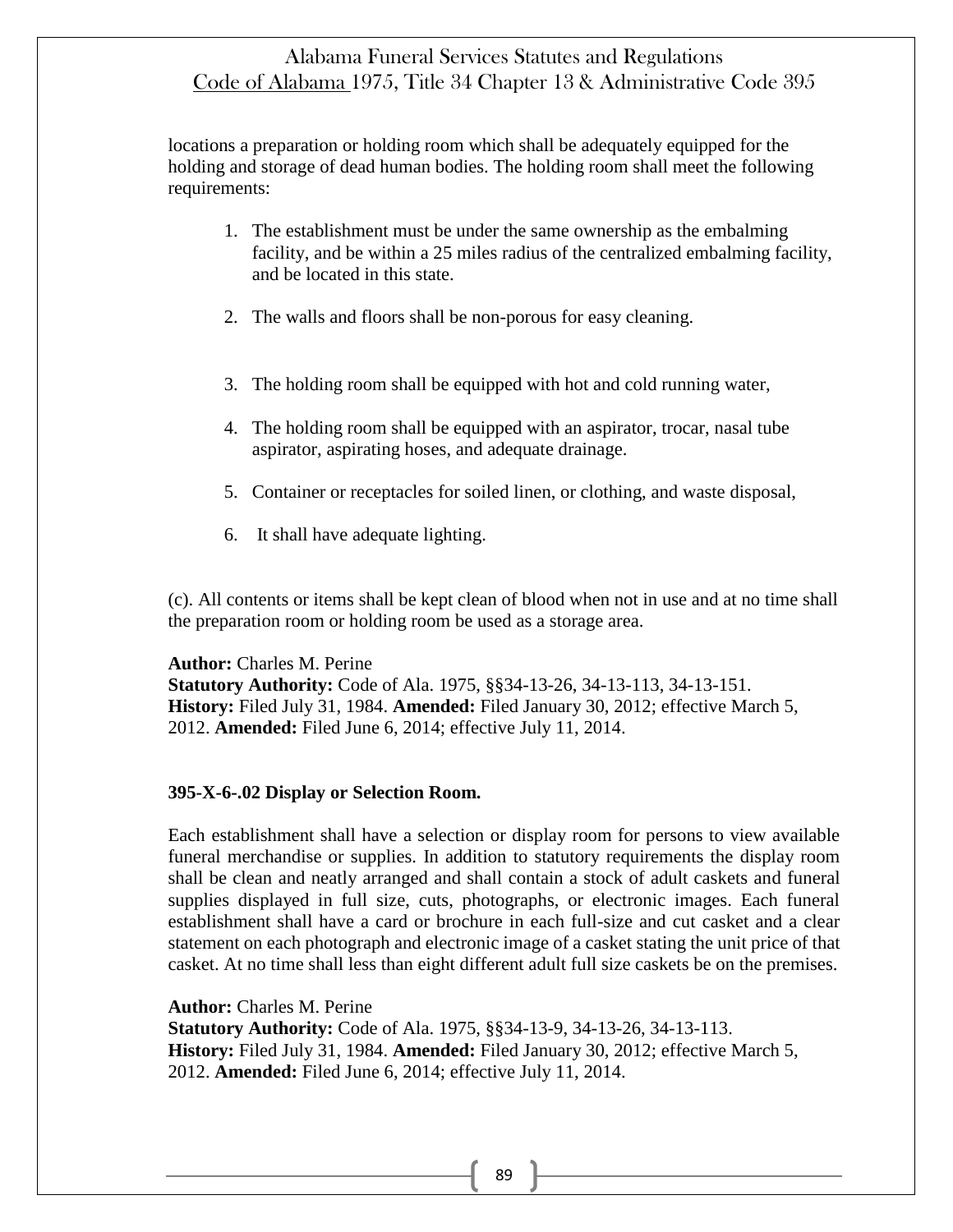locations a preparation or holding room which shall be adequately equipped for the holding and storage of dead human bodies. The holding room shall meet the following requirements:

1. The establishment must be under the same ownership as the embalming facility, and be within a 25 miles radius of the centralized embalming facility, and be located in this state.
2. The walls and floors shall be non-porous for easy cleaning.
3. The holding room shall be equipped with hot and cold running water,
4. The holding room shall be equipped with an aspirator, trocar, nasal tube aspirator, aspirating hoses, and adequate drainage.
5. Container or receptacles for soiled linen, or clothing, and waste disposal,
6. It shall have adequate lighting.

(c). All contents or items shall be kept clean of blood when not in use and at no time shall the preparation room or holding room be used as a storage area.

**Author:** Charles M. Perine
**Statutory Authority:** Code of Ala. 1975, §§34-13-26, 34-13-113, 34-13-151.
**History:** Filed July 31, 1984. **Amended:** Filed January 30, 2012; effective March 5, 2012. **Amended:** Filed June 6, 2014; effective July 11, 2014.

**395-X-6-.02 Display or Selection Room.**

Each establishment shall have a selection or display room for persons to view available funeral merchandise or supplies. In addition to statutory requirements the display room shall be clean and neatly arranged and shall contain a stock of adult caskets and funeral supplies displayed in full size, cuts, photographs, or electronic images. Each funeral establishment shall have a card or brochure in each full-size and cut casket and a clear statement on each photograph and electronic image of a casket stating the unit price of that casket. At no time shall less than eight different adult full size caskets be on the premises.

**Author:** Charles M. Perine
**Statutory Authority:** Code of Ala. 1975, §§34-13-9, 34-13-26, 34-13-113.
**History:** Filed July 31, 1984. **Amended:** Filed January 30, 2012; effective March 5, 2012. **Amended:** Filed June 6, 2014; effective July 11, 2014.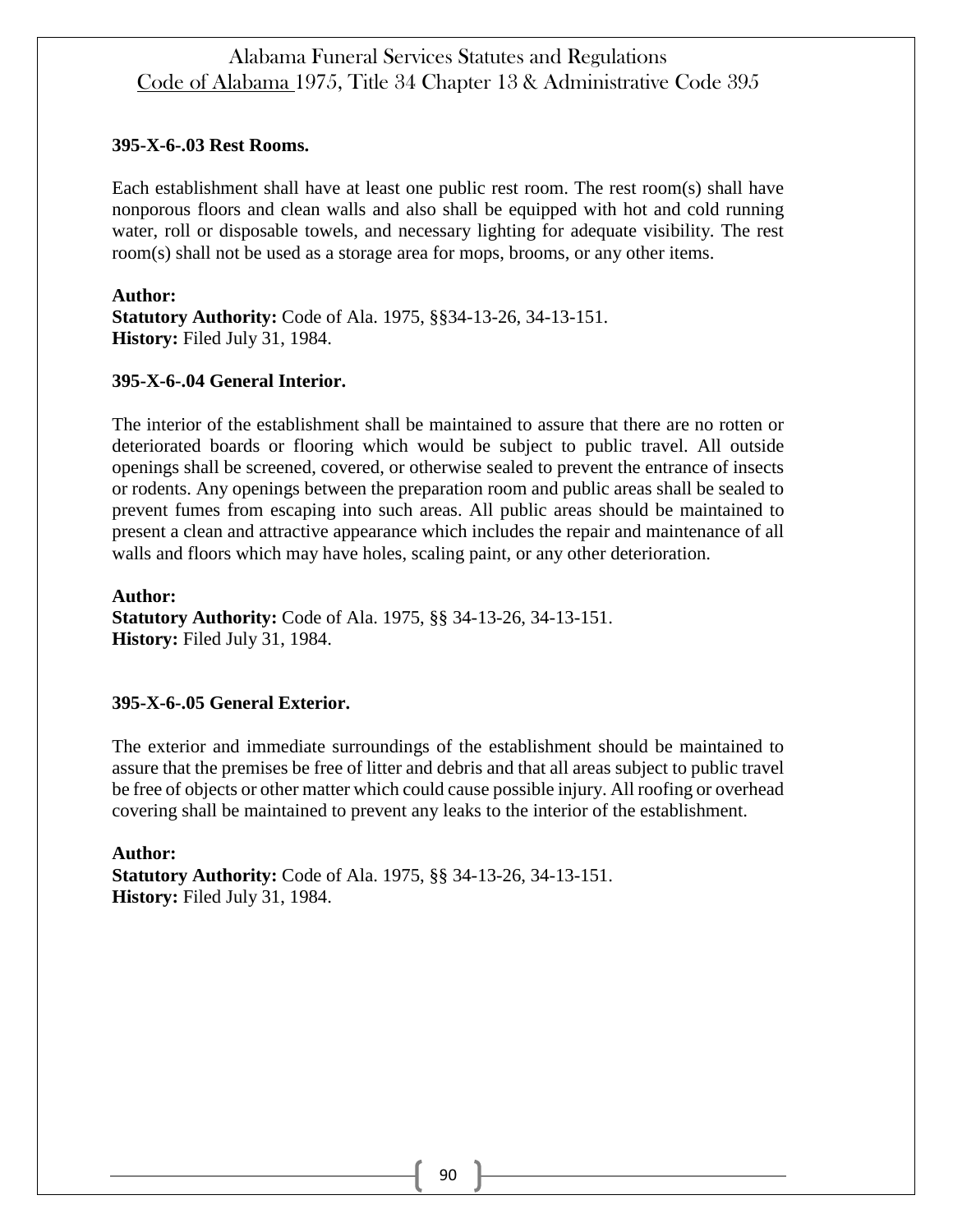**395-X-6-.03 Rest Rooms.**

Each establishment shall have at least one public rest room. The rest room(s) shall have nonporous floors and clean walls and also shall be equipped with hot and cold running water, roll or disposable towels, and necessary lighting for adequate visibility. The rest room(s) shall not be used as a storage area for mops, brooms, or any other items.

**Author:**
**Statutory Authority:** Code of Ala. 1975, §§34-13-26, 34-13-151.
**History:** Filed July 31, 1984.

**395-X-6-.04 General Interior.**

The interior of the establishment shall be maintained to assure that there are no rotten or deteriorated boards or flooring which would be subject to public travel. All outside openings shall be screened, covered, or otherwise sealed to prevent the entrance of insects or rodents. Any openings between the preparation room and public areas shall be sealed to prevent fumes from escaping into such areas. All public areas should be maintained to present a clean and attractive appearance which includes the repair and maintenance of all walls and floors which may have holes, scaling paint, or any other deterioration.

**Author:**
**Statutory Authority:** Code of Ala. 1975, §§ 34-13-26, 34-13-151.
**History:** Filed July 31, 1984.

**395-X-6-.05 General Exterior.**

The exterior and immediate surroundings of the establishment should be maintained to assure that the premises be free of litter and debris and that all areas subject to public travel be free of objects or other matter which could cause possible injury. All roofing or overhead covering shall be maintained to prevent any leaks to the interior of the establishment.

**Author:**
**Statutory Authority:** Code of Ala. 1975, §§ 34-13-26, 34-13-151.
**History:** Filed July 31, 1984.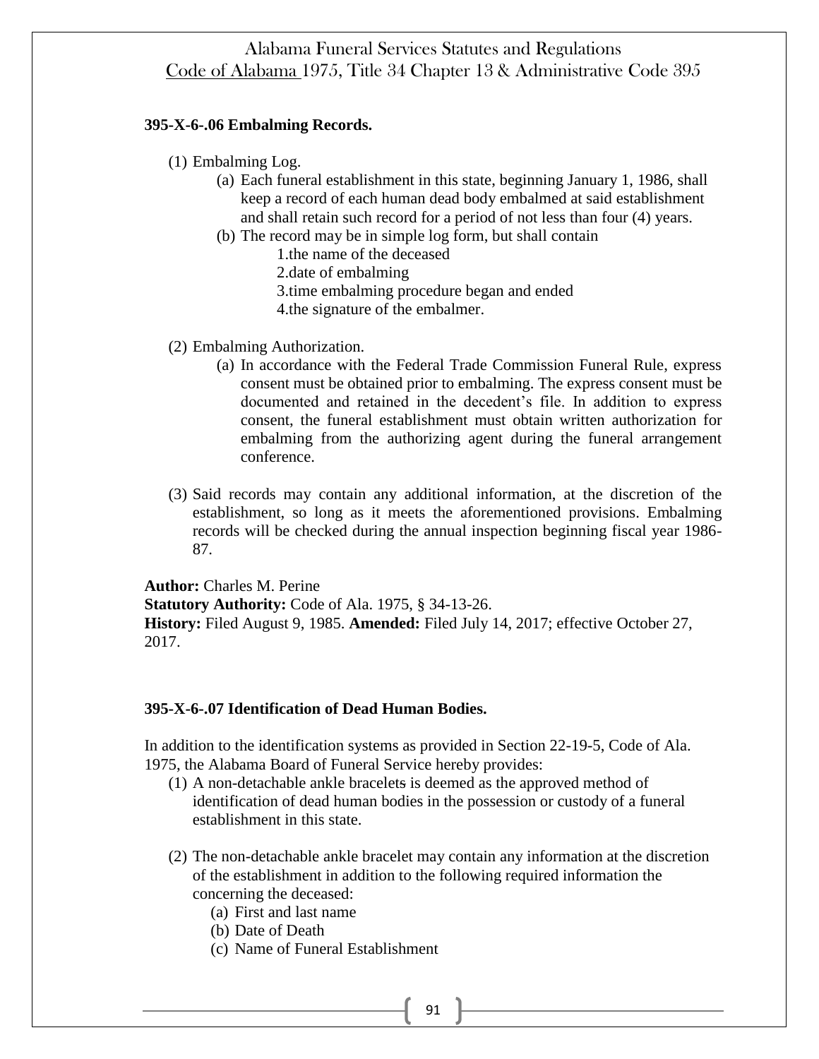**395-X-6-.06 Embalming Records.**

(1) Embalming Log.

(a) Each funeral establishment in this state, beginning January 1, 1986, shall keep a record of each human dead body embalmed at said establishment and shall retain such record for a period of not less than four (4) years.

(b) The record may be in simple log form, but shall contain

1.the name of the deceased

2.date of embalming

3.time embalming procedure began and ended

4.the signature of the embalmer.

(2) Embalming Authorization.

(a) In accordance with the Federal Trade Commission Funeral Rule, express consent must be obtained prior to embalming. The express consent must be documented and retained in the decedent's file. In addition to express consent, the funeral establishment must obtain written authorization for embalming from the authorizing agent during the funeral arrangement conference.

(3) Said records may contain any additional information, at the discretion of the establishment, so long as it meets the aforementioned provisions. Embalming records will be checked during the annual inspection beginning fiscal year 1986-87.

**Author:** Charles M. Perine
**Statutory Authority:** Code of Ala. 1975, § 34-13-26.
**History:** Filed August 9, 1985. **Amended:** Filed July 14, 2017; effective October 27, 2017.

**395-X-6-.07 Identification of Dead Human Bodies.**

In addition to the identification systems as provided in Section 22-19-5, Code of Ala. 1975, the Alabama Board of Funeral Service hereby provides:

(1) A non-detachable ankle bracelets is deemed as the approved method of identification of dead human bodies in the possession or custody of a funeral establishment in this state.

(2) The non-detachable ankle bracelet may contain any information at the discretion of the establishment in addition to the following required information the concerning the deceased:

(a) First and last name

(b) Date of Death

(c) Name of Funeral Establishment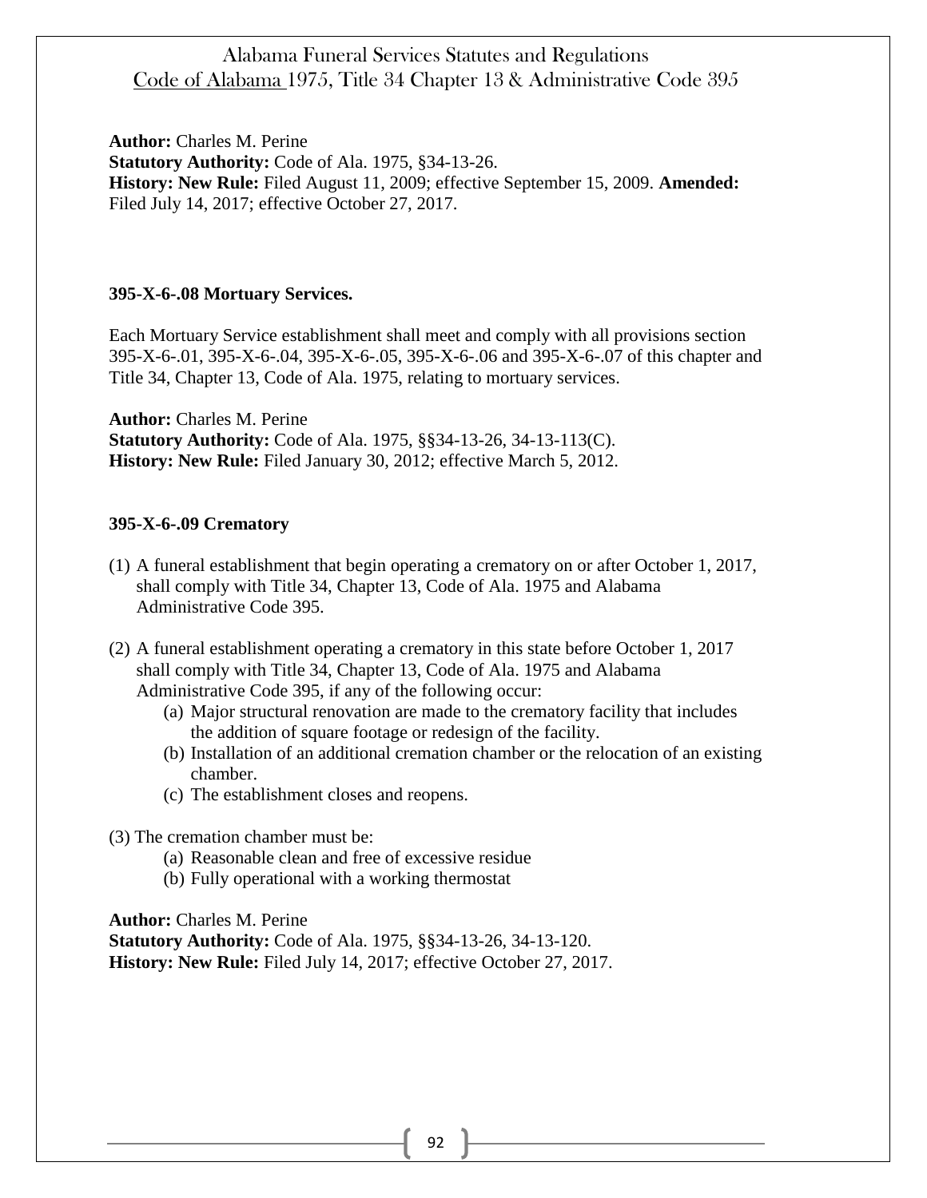**Author:** Charles M. Perine
**Statutory Authority:** Code of Ala. 1975, §34-13-26.
**History: New Rule:** Filed August 11, 2009; effective September 15, 2009. **Amended:** Filed July 14, 2017; effective October 27, 2017.

**395-X-6-.08 Mortuary Services.**

Each Mortuary Service establishment shall meet and comply with all provisions section 395-X-6-.01, 395-X-6-.04, 395-X-6-.05, 395-X-6-.06 and 395-X-6-.07 of this chapter and Title 34, Chapter 13, Code of Ala. 1975, relating to mortuary services.

**Author:** Charles M. Perine
**Statutory Authority:** Code of Ala. 1975, §§34-13-26, 34-13-113(C).
**History: New Rule:** Filed January 30, 2012; effective March 5, 2012.

**395-X-6-.09 Crematory**

(1) A funeral establishment that begin operating a crematory on or after October 1, 2017, shall comply with Title 34, Chapter 13, Code of Ala. 1975 and Alabama Administrative Code 395.

(2) A funeral establishment operating a crematory in this state before October 1, 2017 shall comply with Title 34, Chapter 13, Code of Ala. 1975 and Alabama Administrative Code 395, if any of the following occur:
   - (a) Major structural renovation are made to the crematory facility that includes the addition of square footage or redesign of the facility.
   - (b) Installation of an additional cremation chamber or the relocation of an existing chamber.
   - (c) The establishment closes and reopens.

(3) The cremation chamber must be:
   - (a) Reasonable clean and free of excessive residue
   - (b) Fully operational with a working thermostat

**Author:** Charles M. Perine
**Statutory Authority:** Code of Ala. 1975, §§34-13-26, 34-13-120.
**History: New Rule:** Filed July 14, 2017; effective October 27, 2017.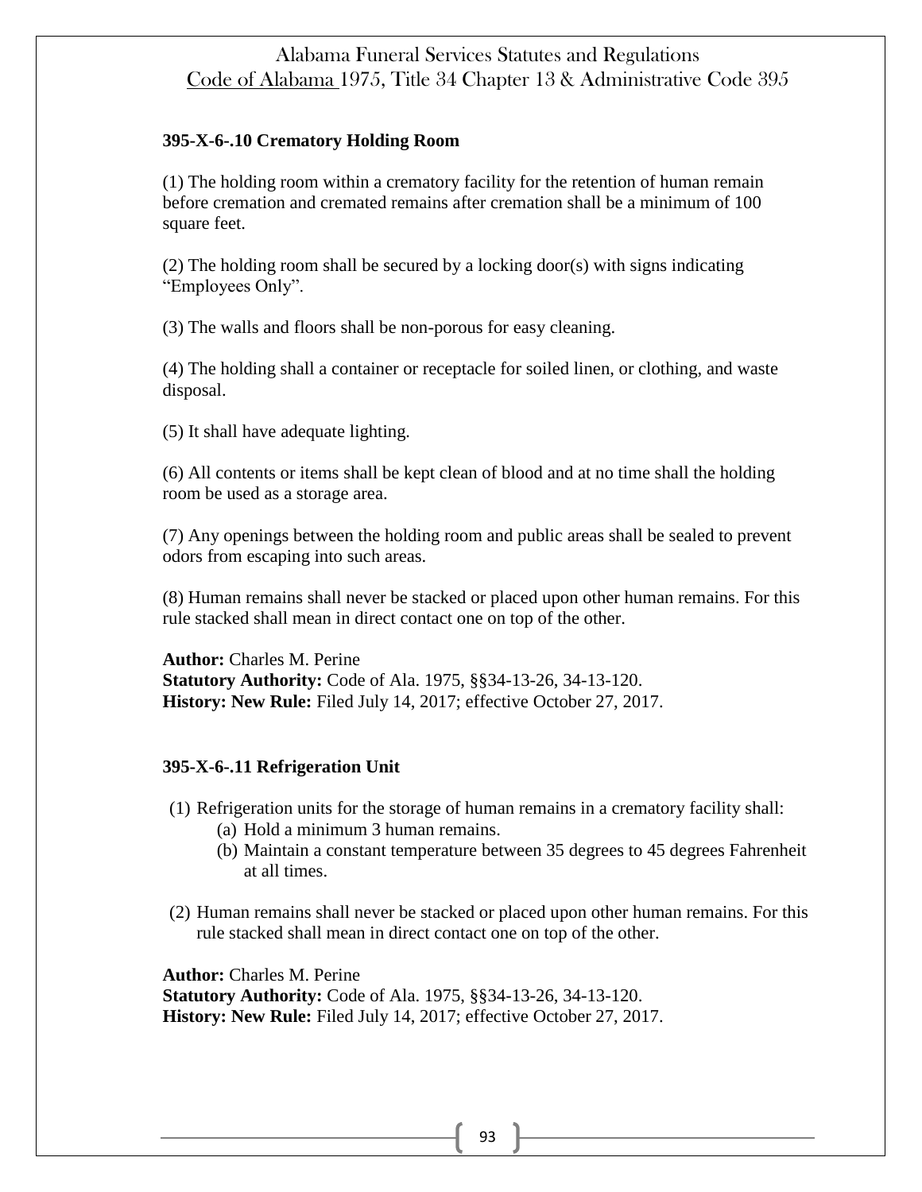### 395-X-6-.10 Crematory Holding Room

(1) The holding room within a crematory facility for the retention of human remain before cremation and cremated remains after cremation shall be a minimum of 100 square feet.

(2) The holding room shall be secured by a locking door(s) with signs indicating "Employees Only".

(3) The walls and floors shall be non-porous for easy cleaning.

(4) The holding shall a container or receptacle for soiled linen, or clothing, and waste disposal.

(5) It shall have adequate lighting.

(6) All contents or items shall be kept clean of blood and at no time shall the holding room be used as a storage area.

(7) Any openings between the holding room and public areas shall be sealed to prevent odors from escaping into such areas.

(8) Human remains shall never be stacked or placed upon other human remains. For this rule stacked shall mean in direct contact one on top of the other.

**Author:** Charles M. Perine
**Statutory Authority:** Code of Ala. 1975, §§34-13-26, 34-13-120.
**History: New Rule:** Filed July 14, 2017; effective October 27, 2017.

### 395-X-6-.11 Refrigeration Unit

(1) Refrigeration units for the storage of human remains in a crematory facility shall:
   (a) Hold a minimum 3 human remains.
   (b) Maintain a constant temperature between 35 degrees to 45 degrees Fahrenheit at all times.

(2) Human remains shall never be stacked or placed upon other human remains. For this rule stacked shall mean in direct contact one on top of the other.

**Author:** Charles M. Perine
**Statutory Authority:** Code of Ala. 1975, §§34-13-26, 34-13-120.
**History: New Rule:** Filed July 14, 2017; effective October 27, 2017.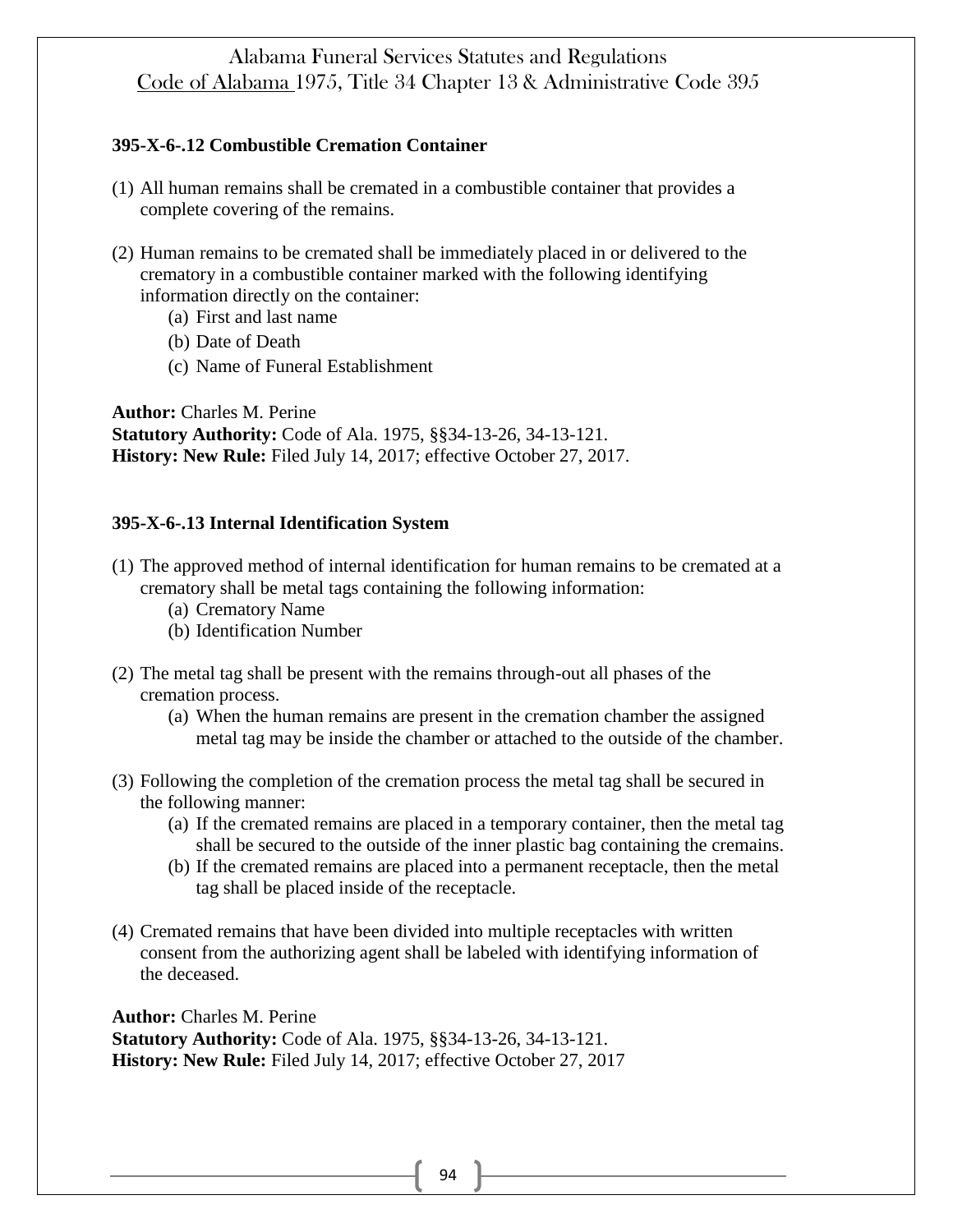**395-X-6-.12 Combustible Cremation Container**

(1) All human remains shall be cremated in a combustible container that provides a complete covering of the remains.

(2) Human remains to be cremated shall be immediately placed in or delivered to the crematory in a combustible container marked with the following identifying information directly on the container:
   (a) First and last name
   (b) Date of Death
   (c) Name of Funeral Establishment

**Author:** Charles M. Perine
**Statutory Authority:** Code of Ala. 1975, §§34-13-26, 34-13-121.
**History: New Rule:** Filed July 14, 2017; effective October 27, 2017.

**395-X-6-.13 Internal Identification System**

(1) The approved method of internal identification for human remains to be cremated at a crematory shall be metal tags containing the following information:
   (a) Crematory Name
   (b) Identification Number

(2) The metal tag shall be present with the remains through-out all phases of the cremation process.
   (a) When the human remains are present in the cremation chamber the assigned metal tag may be inside the chamber or attached to the outside of the chamber.

(3) Following the completion of the cremation process the metal tag shall be secured in the following manner:
   (a) If the cremated remains are placed in a temporary container, then the metal tag shall be secured to the outside of the inner plastic bag containing the cremains.
   (b) If the cremated remains are placed into a permanent receptacle, then the metal tag shall be placed inside of the receptacle.

(4) Cremated remains that have been divided into multiple receptacles with written consent from the authorizing agent shall be labeled with identifying information of the deceased.

**Author:** Charles M. Perine
**Statutory Authority:** Code of Ala. 1975, §§34-13-26, 34-13-121.
**History: New Rule:** Filed July 14, 2017; effective October 27, 2017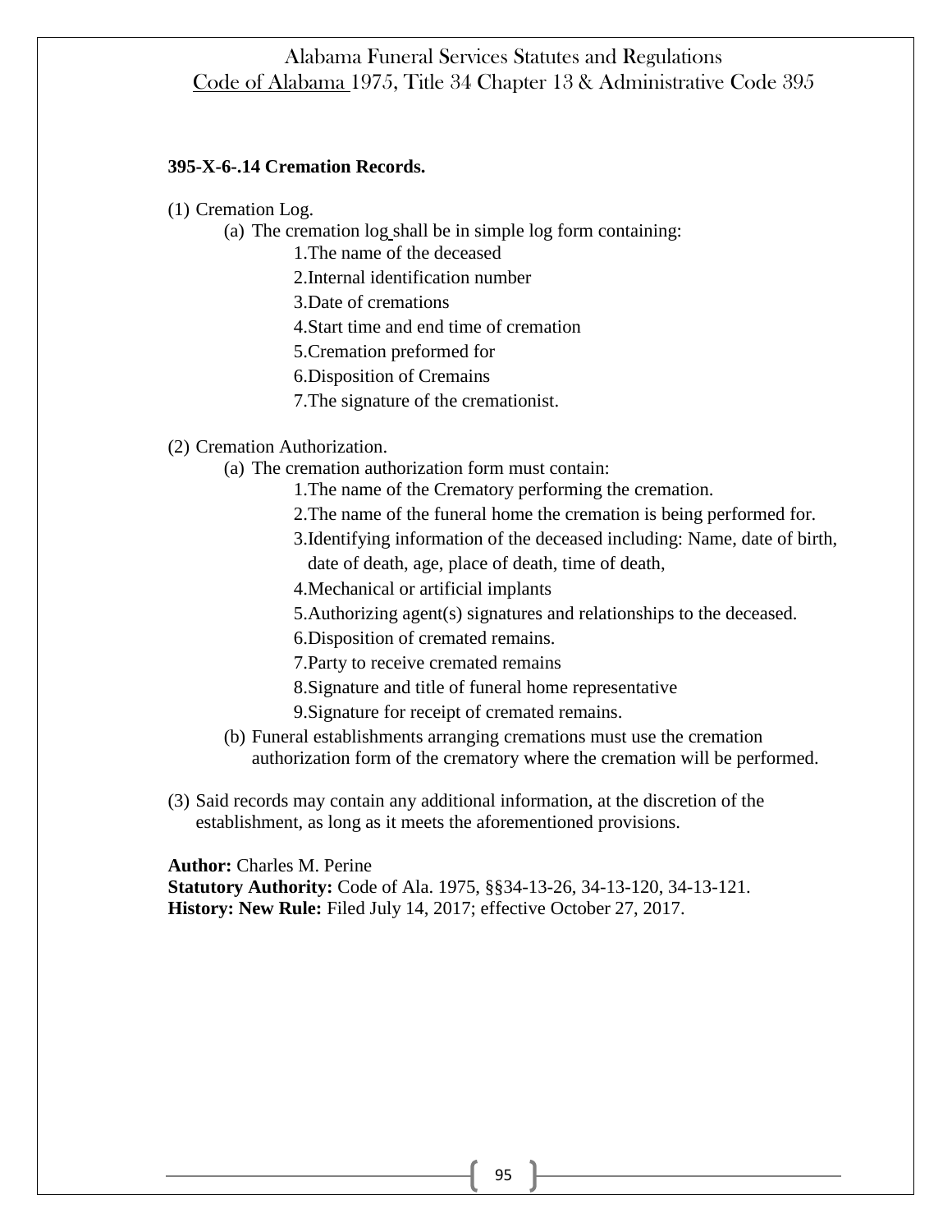**395-X-6-.14 Cremation Records.**

(1) Cremation Log.

  (a) The cremation log shall be in simple log form containing:

    1. The name of the deceased
    2. Internal identification number
    3. Date of cremations
    4. Start time and end time of cremation
    5. Cremation preformed for
    6. Disposition of Cremains
    7. The signature of the cremationist.

(2) Cremation Authorization.

  (a) The cremation authorization form must contain:

    1. The name of the Crematory performing the cremation.
    2. The name of the funeral home the cremation is being performed for.
    3. Identifying information of the deceased including: Name, date of birth, date of death, age, place of death, time of death,
    4. Mechanical or artificial implants
    5. Authorizing agent(s) signatures and relationships to the deceased.
    6. Disposition of cremated remains.
    7. Party to receive cremated remains
    8. Signature and title of funeral home representative
    9. Signature for receipt of cremated remains.

  (b) Funeral establishments arranging cremations must use the cremation authorization form of the crematory where the cremation will be performed.

(3) Said records may contain any additional information, at the discretion of the establishment, as long as it meets the aforementioned provisions.

**Author:** Charles M. Perine
**Statutory Authority:** Code of Ala. 1975, §§34-13-26, 34-13-120, 34-13-121.
**History: New Rule:** Filed July 14, 2017; effective October 27, 2017.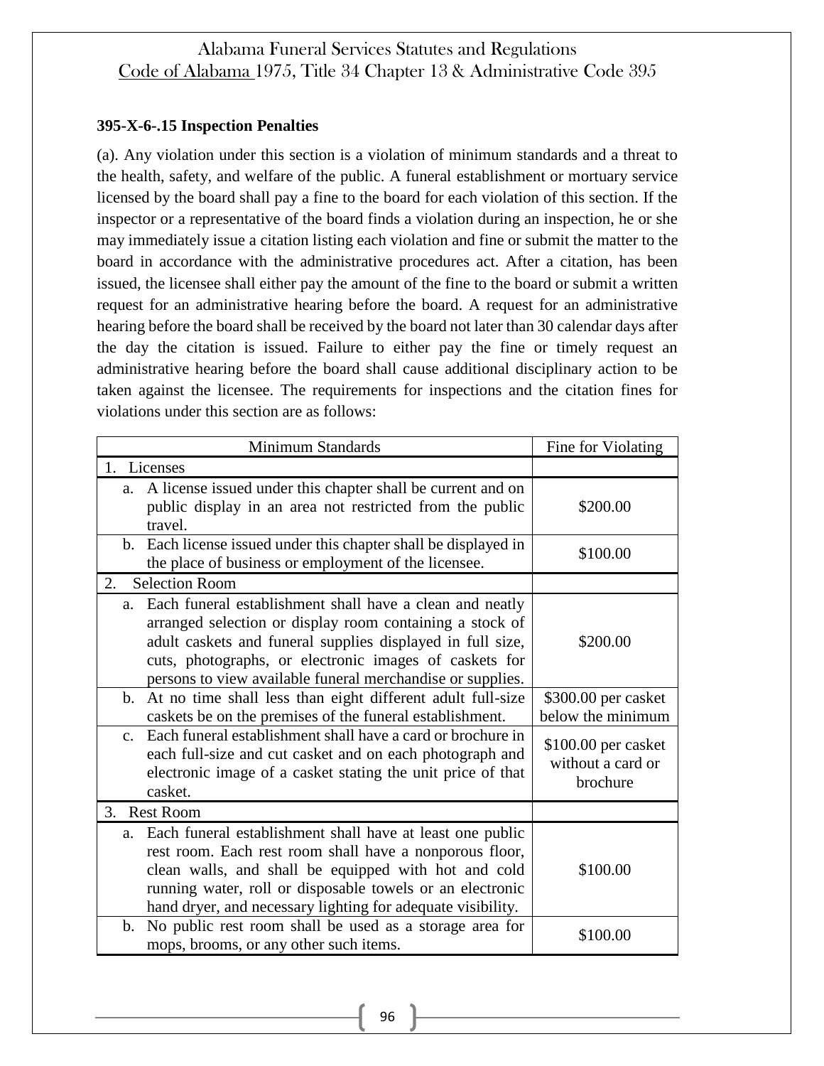**395-X-6-.15 Inspection Penalties**

(a). Any violation under this section is a violation of minimum standards and a threat to the health, safety, and welfare of the public. A funeral establishment or mortuary service licensed by the board shall pay a fine to the board for each violation of this section. If the inspector or a representative of the board finds a violation during an inspection, he or she may immediately issue a citation listing each violation and fine or submit the matter to the board in accordance with the administrative procedures act. After a citation, has been issued, the licensee shall either pay the amount of the fine to the board or submit a written request for an administrative hearing before the board. A request for an administrative hearing before the board shall be received by the board not later than 30 calendar days after the day the citation is issued. Failure to either pay the fine or timely request an administrative hearing before the board shall cause additional disciplinary action to be taken against the licensee. The requirements for inspections and the citation fines for violations under this section are as follows:

| Minimum Standards | Fine for Violating |
|---|---|
| 1. Licenses | |
| a. A license issued under this chapter shall be current and on public display in an area not restricted from the public travel. | $200.00 |
| b. Each license issued under this chapter shall be displayed in the place of business or employment of the licensee. | $100.00 |
| 2. Selection Room | |
| a. Each funeral establishment shall have a clean and neatly arranged selection or display room containing a stock of adult caskets and funeral supplies displayed in full size, cuts, photographs, or electronic images of caskets for persons to view available funeral merchandise or supplies. | $200.00 |
| b. At no time shall less than eight different adult full-size caskets be on the premises of the funeral establishment. | $300.00 per casket below the minimum |
| c. Each funeral establishment shall have a card or brochure in each full-size and cut casket and on each photograph and electronic image of a casket stating the unit price of that casket. | $100.00 per casket without a card or brochure |
| 3. Rest Room | |
| a. Each funeral establishment shall have at least one public rest room. Each rest room shall have a nonporous floor, clean walls, and shall be equipped with hot and cold running water, roll or disposable towels or an electronic hand dryer, and necessary lighting for adequate visibility. | $100.00 |
| b. No public rest room shall be used as a storage area for mops, brooms, or any other such items. | $100.00 |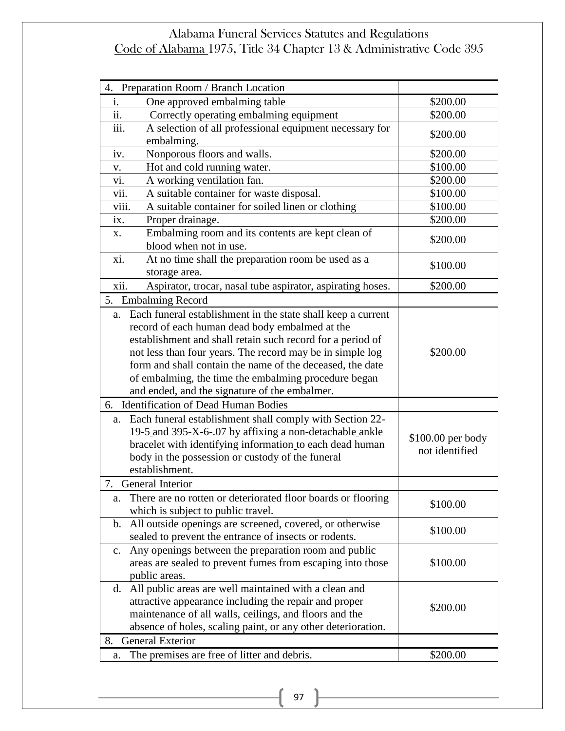| 4. Preparation Room / Branch Location | |
|---|---|
| i. One approved embalming table | $200.00 |
| ii. Correctly operating embalming equipment | $200.00 |
| iii. A selection of all professional equipment necessary for embalming. | $200.00 |
| iv. Nonporous floors and walls. | $200.00 |
| v. Hot and cold running water. | $100.00 |
| vi. A working ventilation fan. | $200.00 |
| vii. A suitable container for waste disposal. | $100.00 |
| viii. A suitable container for soiled linen or clothing | $100.00 |
| ix. Proper drainage. | $200.00 |
| x. Embalming room and its contents are kept clean of blood when not in use. | $200.00 |
| xi. At no time shall the preparation room be used as a storage area. | $100.00 |
| xii. Aspirator, trocar, nasal tube aspirator, aspirating hoses. | $200.00 |
| 5. Embalming Record | |
| a. Each funeral establishment in the state shall keep a current record of each human dead body embalmed at the establishment and shall retain such record for a period of not less than four years. The record may be in simple log form and shall contain the name of the deceased, the date of embalming, the time the embalming procedure began and ended, and the signature of the embalmer. | $200.00 |
| 6. Identification of Dead Human Bodies | |
| a. Each funeral establishment shall comply with Section 22-19-5 and 395-X-6-.07 by affixing a non-detachable ankle bracelet with identifying information to each dead human body in the possession or custody of the funeral establishment. | $100.00 per body not identified |
| 7. General Interior | |
| a. There are no rotten or deteriorated floor boards or flooring which is subject to public travel. | $100.00 |
| b. All outside openings are screened, covered, or otherwise sealed to prevent the entrance of insects or rodents. | $100.00 |
| c. Any openings between the preparation room and public areas are sealed to prevent fumes from escaping into those public areas. | $100.00 |
| d. All public areas are well maintained with a clean and attractive appearance including the repair and proper maintenance of all walls, ceilings, and floors and the absence of holes, scaling paint, or any other deterioration. | $200.00 |
| 8. General Exterior | |
| a. The premises are free of litter and debris. | $200.00 |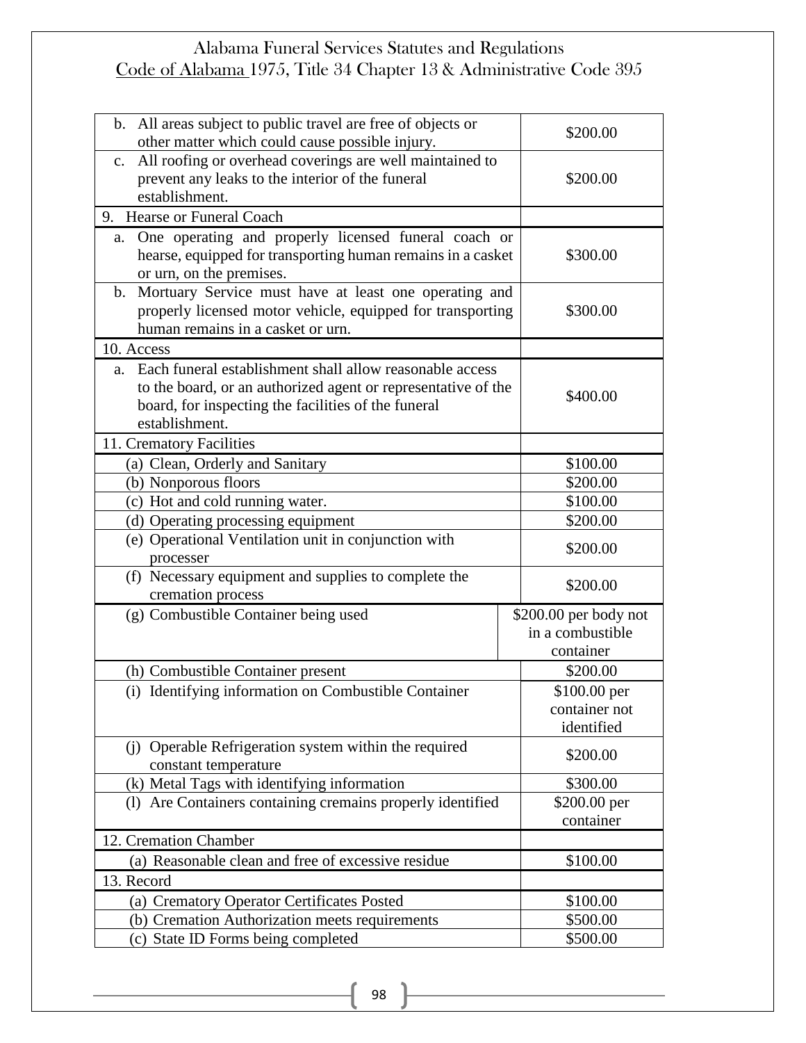| | |
|---|---|
| b. All areas subject to public travel are free of objects or other matter which could cause possible injury. | $200.00 |
| c. All roofing or overhead coverings are well maintained to prevent any leaks to the interior of the funeral establishment. | $200.00 |
| 9. Hearse or Funeral Coach | |
| a. One operating and properly licensed funeral coach or hearse, equipped for transporting human remains in a casket or urn, on the premises. | $300.00 |
| b. Mortuary Service must have at least one operating and properly licensed motor vehicle, equipped for transporting human remains in a casket or urn. | $300.00 |
| 10. Access | |
| a. Each funeral establishment shall allow reasonable access to the board, or an authorized agent or representative of the board, for inspecting the facilities of the funeral establishment. | $400.00 |
| 11. Crematory Facilities | |
| (a) Clean, Orderly and Sanitary | $100.00 |
| (b) Nonporous floors | $200.00 |
| (c) Hot and cold running water. | $100.00 |
| (d) Operating processing equipment | $200.00 |
| (e) Operational Ventilation unit in conjunction with processer | $200.00 |
| (f) Necessary equipment and supplies to complete the cremation process | $200.00 |
| (g) Combustible Container being used | $200.00 per body not in a combustible container |
| (h) Combustible Container present | $200.00 |
| (i) Identifying information on Combustible Container | $100.00 per container not identified |
| (j) Operable Refrigeration system within the required constant temperature | $200.00 |
| (k) Metal Tags with identifying information | $300.00 |
| (l) Are Containers containing cremains properly identified | $200.00 per container |
| 12. Cremation Chamber | |
| (a) Reasonable clean and free of excessive residue | $100.00 |
| 13. Record | |
| (a) Crematory Operator Certificates Posted | $100.00 |
| (b) Cremation Authorization meets requirements | $500.00 |
| (c) State ID Forms being completed | $500.00 |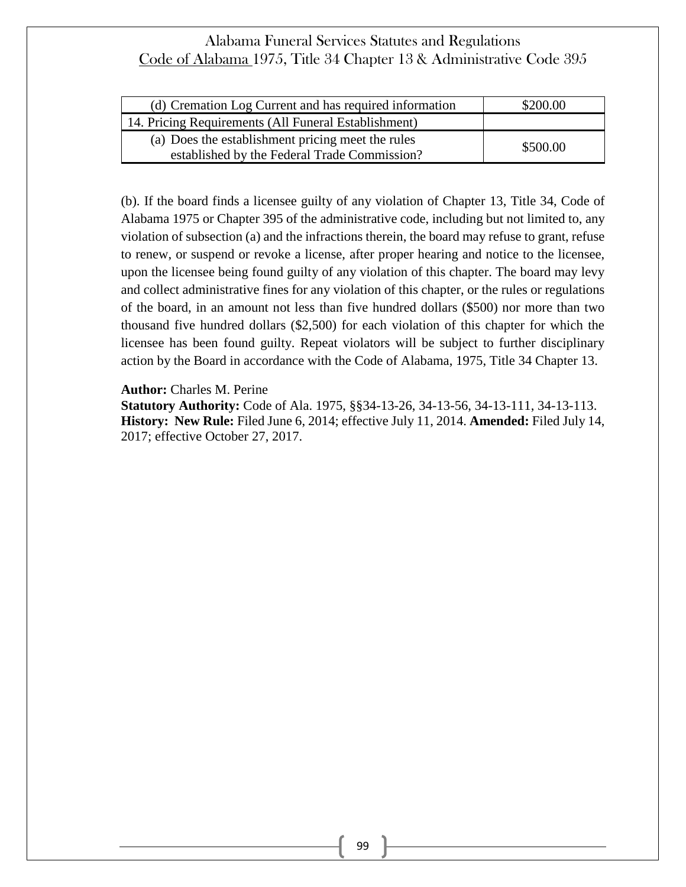| | |
|---|---|
| (d) Cremation Log Current and has required information | \$200.00 |
| 14. Pricing Requirements (All Funeral Establishment) | |
| (a) Does the establishment pricing meet the rules established by the Federal Trade Commission? | \$500.00 |

(b). If the board finds a licensee guilty of any violation of Chapter 13, Title 34, Code of Alabama 1975 or Chapter 395 of the administrative code, including but not limited to, any violation of subsection (a) and the infractions therein, the board may refuse to grant, refuse to renew, or suspend or revoke a license, after proper hearing and notice to the licensee, upon the licensee being found guilty of any violation of this chapter. The board may levy and collect administrative fines for any violation of this chapter, or the rules or regulations of the board, in an amount not less than five hundred dollars (\$500) nor more than two thousand five hundred dollars (\$2,500) for each violation of this chapter for which the licensee has been found guilty. Repeat violators will be subject to further disciplinary action by the Board in accordance with the Code of Alabama, 1975, Title 34 Chapter 13.

**Author:** Charles M. Perine
**Statutory Authority:** Code of Ala. 1975, §§34-13-26, 34-13-56, 34-13-111, 34-13-113.
**History: New Rule:** Filed June 6, 2014; effective July 11, 2014. **Amended:** Filed July 14, 2017; effective October 27, 2017.